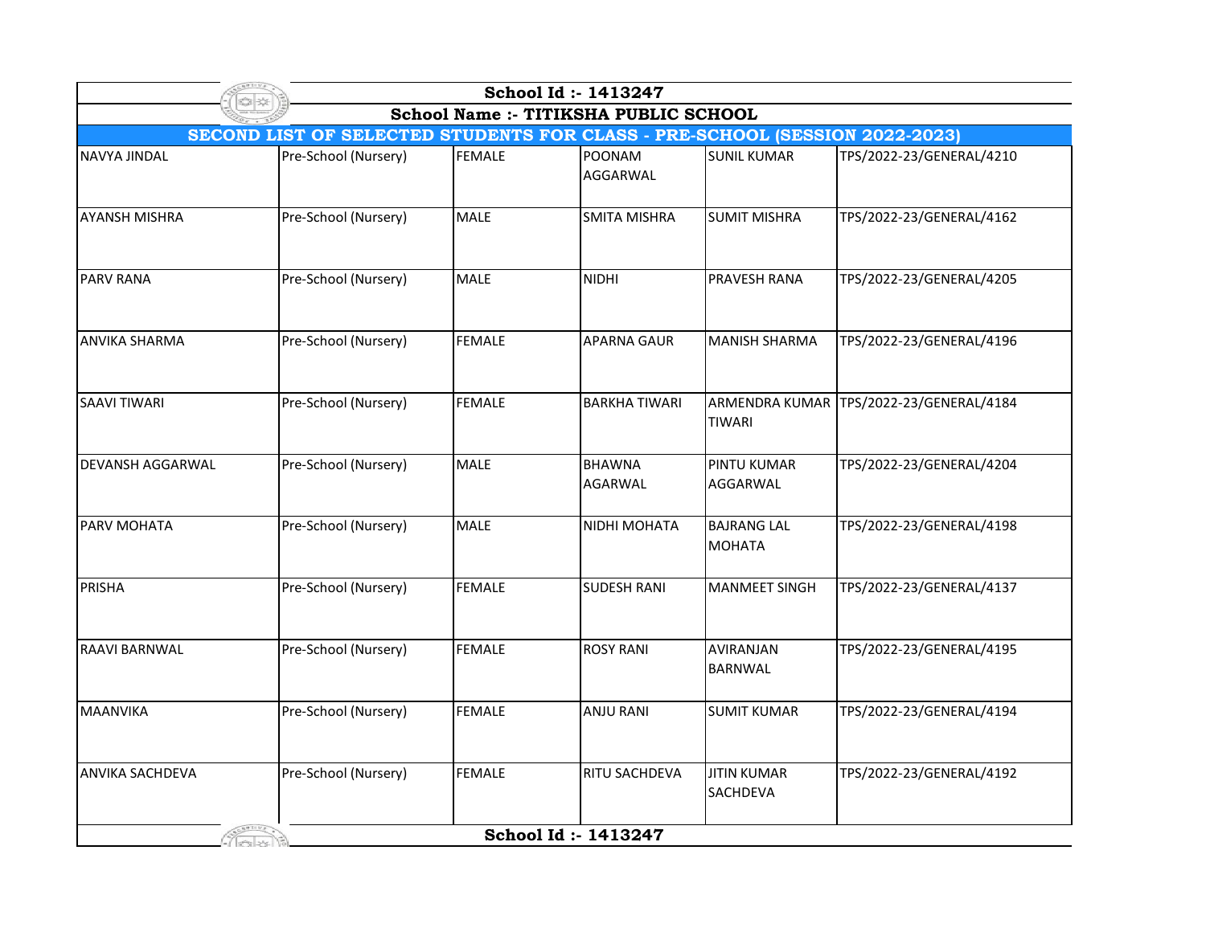**School Id :- 1413247**

**School Name :- TITIKSHA PUBLIC SCHOOL**

**SECOND LIST OF SELECTED STUDENTS FOR CLASS - PRE-SCHOOL (SESSION 2022-2023)**

| | | | | | |
|---|---|---|---|---|---|
| NAVYA JINDAL | Pre-School (Nursery) | FEMALE | POONAM AGGARWAL | SUNIL KUMAR | TPS/2022-23/GENERAL/4210 |
| AYANSH MISHRA | Pre-School (Nursery) | MALE | SMITA MISHRA | SUMIT MISHRA | TPS/2022-23/GENERAL/4162 |
| PARV RANA | Pre-School (Nursery) | MALE | NIDHI | PRAVESH RANA | TPS/2022-23/GENERAL/4205 |
| ANVIKA SHARMA | Pre-School (Nursery) | FEMALE | APARNA GAUR | MANISH SHARMA | TPS/2022-23/GENERAL/4196 |
| SAAVI TIWARI | Pre-School (Nursery) | FEMALE | BARKHA TIWARI | ARMENDRA KUMAR TIWARI | TPS/2022-23/GENERAL/4184 |
| DEVANSH AGGARWAL | Pre-School (Nursery) | MALE | BHAWNA AGARWAL | PINTU KUMAR AGGARWAL | TPS/2022-23/GENERAL/4204 |
| PARV MOHATA | Pre-School (Nursery) | MALE | NIDHI MOHATA | BAJRANG LAL MOHATA | TPS/2022-23/GENERAL/4198 |
| PRISHA | Pre-School (Nursery) | FEMALE | SUDESH RANI | MANMEET SINGH | TPS/2022-23/GENERAL/4137 |
| RAAVI BARNWAL | Pre-School (Nursery) | FEMALE | ROSY RANI | AVIRANJAN BARNWAL | TPS/2022-23/GENERAL/4195 |
| MAANVIKA | Pre-School (Nursery) | FEMALE | ANJU RANI | SUMIT KUMAR | TPS/2022-23/GENERAL/4194 |
| ANVIKA SACHDEVA | Pre-School (Nursery) | FEMALE | RITU SACHDEVA | JITIN KUMAR SACHDEVA | TPS/2022-23/GENERAL/4192 |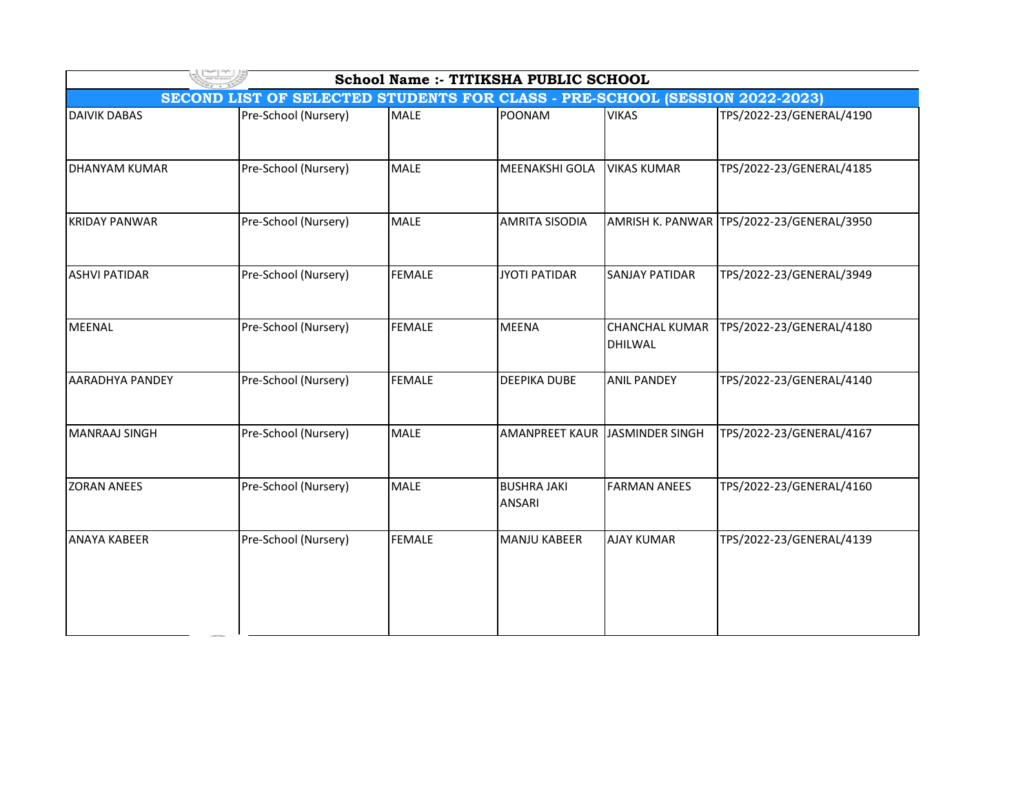**School Name :- TITIKSHA PUBLIC SCHOOL**

**SECOND LIST OF SELECTED STUDENTS FOR CLASS - PRE-SCHOOL (SESSION 2022-2023)**

| | | | | | |
|---|---|---|---|---|---|
| DAIVIK DABAS | Pre-School (Nursery) | MALE | POONAM | VIKAS | TPS/2022-23/GENERAL/4190 |
| DHANYAM KUMAR | Pre-School (Nursery) | MALE | MEENAKSHI GOLA | VIKAS KUMAR | TPS/2022-23/GENERAL/4185 |
| KRIDAY PANWAR | Pre-School (Nursery) | MALE | AMRITA SISODIA | AMRISH K. PANWAR | TPS/2022-23/GENERAL/3950 |
| ASHVI PATIDAR | Pre-School (Nursery) | FEMALE | JYOTI PATIDAR | SANJAY PATIDAR | TPS/2022-23/GENERAL/3949 |
| MEENAL | Pre-School (Nursery) | FEMALE | MEENA | CHANCHAL KUMAR DHILWAL | TPS/2022-23/GENERAL/4180 |
| AARADHYA PANDEY | Pre-School (Nursery) | FEMALE | DEEPIKA DUBE | ANIL PANDEY | TPS/2022-23/GENERAL/4140 |
| MANRAAJ SINGH | Pre-School (Nursery) | MALE | AMANPREET KAUR | JASMINDER SINGH | TPS/2022-23/GENERAL/4167 |
| ZORAN ANEES | Pre-School (Nursery) | MALE | BUSHRA JAKI ANSARI | FARMAN ANEES | TPS/2022-23/GENERAL/4160 |
| ANAYA KABEER | Pre-School (Nursery) | FEMALE | MANJU KABEER | AJAY KUMAR | TPS/2022-23/GENERAL/4139 |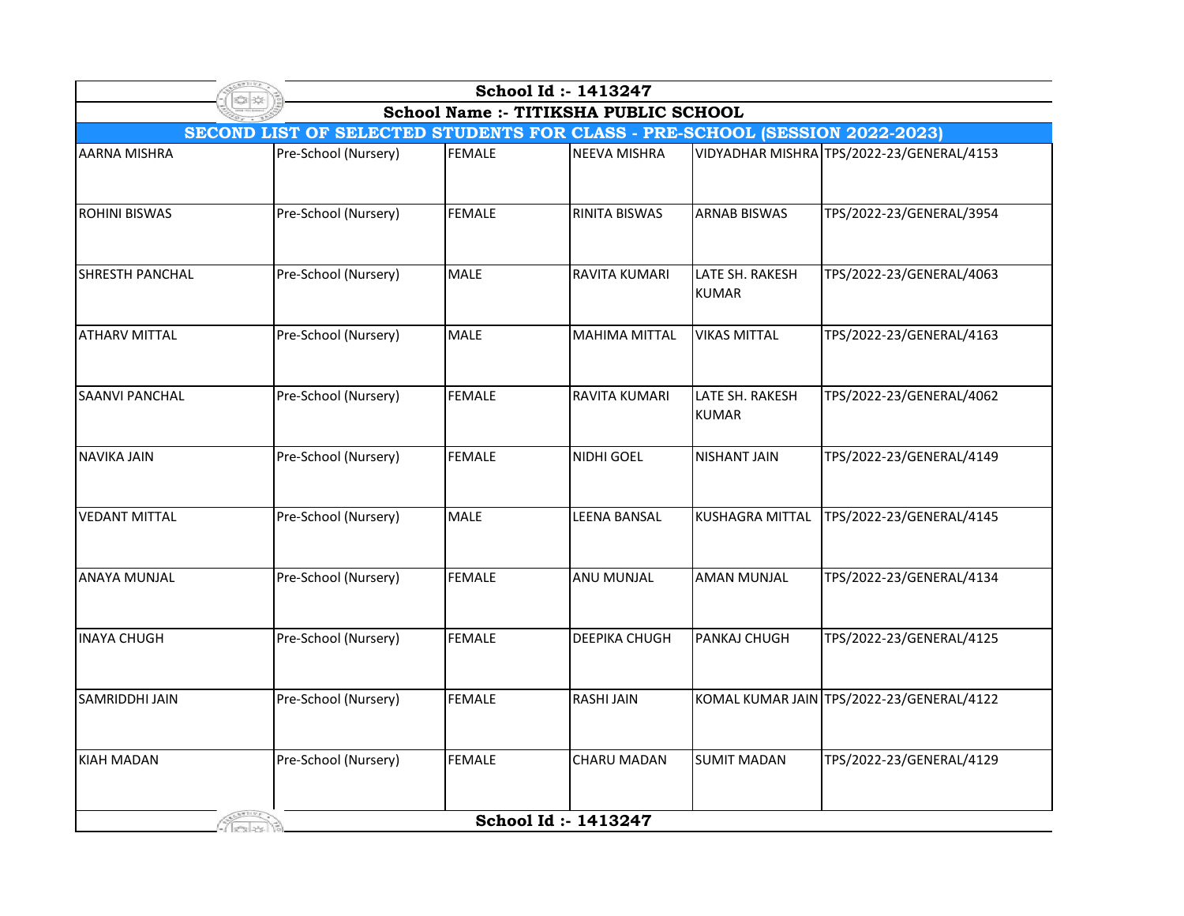**School Id :- 1413247**

**School Name :- TITIKSHA PUBLIC SCHOOL**

**SECOND LIST OF SELECTED STUDENTS FOR CLASS - PRE-SCHOOL (SESSION 2022-2023)**

| | | | | | |
|---|---|---|---|---|---|
| AARNA MISHRA | Pre-School (Nursery) | FEMALE | NEEVA MISHRA | VIDYADHAR MISHRA | TPS/2022-23/GENERAL/4153 |
| ROHINI BISWAS | Pre-School (Nursery) | FEMALE | RINITA BISWAS | ARNAB BISWAS | TPS/2022-23/GENERAL/3954 |
| SHRESTH PANCHAL | Pre-School (Nursery) | MALE | RAVITA KUMARI | LATE SH. RAKESH KUMAR | TPS/2022-23/GENERAL/4063 |
| ATHARV MITTAL | Pre-School (Nursery) | MALE | MAHIMA MITTAL | VIKAS MITTAL | TPS/2022-23/GENERAL/4163 |
| SAANVI PANCHAL | Pre-School (Nursery) | FEMALE | RAVITA KUMARI | LATE SH. RAKESH KUMAR | TPS/2022-23/GENERAL/4062 |
| NAVIKA JAIN | Pre-School (Nursery) | FEMALE | NIDHI GOEL | NISHANT JAIN | TPS/2022-23/GENERAL/4149 |
| VEDANT MITTAL | Pre-School (Nursery) | MALE | LEENA BANSAL | KUSHAGRA MITTAL | TPS/2022-23/GENERAL/4145 |
| ANAYA MUNJAL | Pre-School (Nursery) | FEMALE | ANU MUNJAL | AMAN MUNJAL | TPS/2022-23/GENERAL/4134 |
| INAYA CHUGH | Pre-School (Nursery) | FEMALE | DEEPIKA CHUGH | PANKAJ CHUGH | TPS/2022-23/GENERAL/4125 |
| SAMRIDDHI JAIN | Pre-School (Nursery) | FEMALE | RASHI JAIN | KOMAL KUMAR JAIN | TPS/2022-23/GENERAL/4122 |
| KIAH MADAN | Pre-School (Nursery) | FEMALE | CHARU MADAN | SUMIT MADAN | TPS/2022-23/GENERAL/4129 |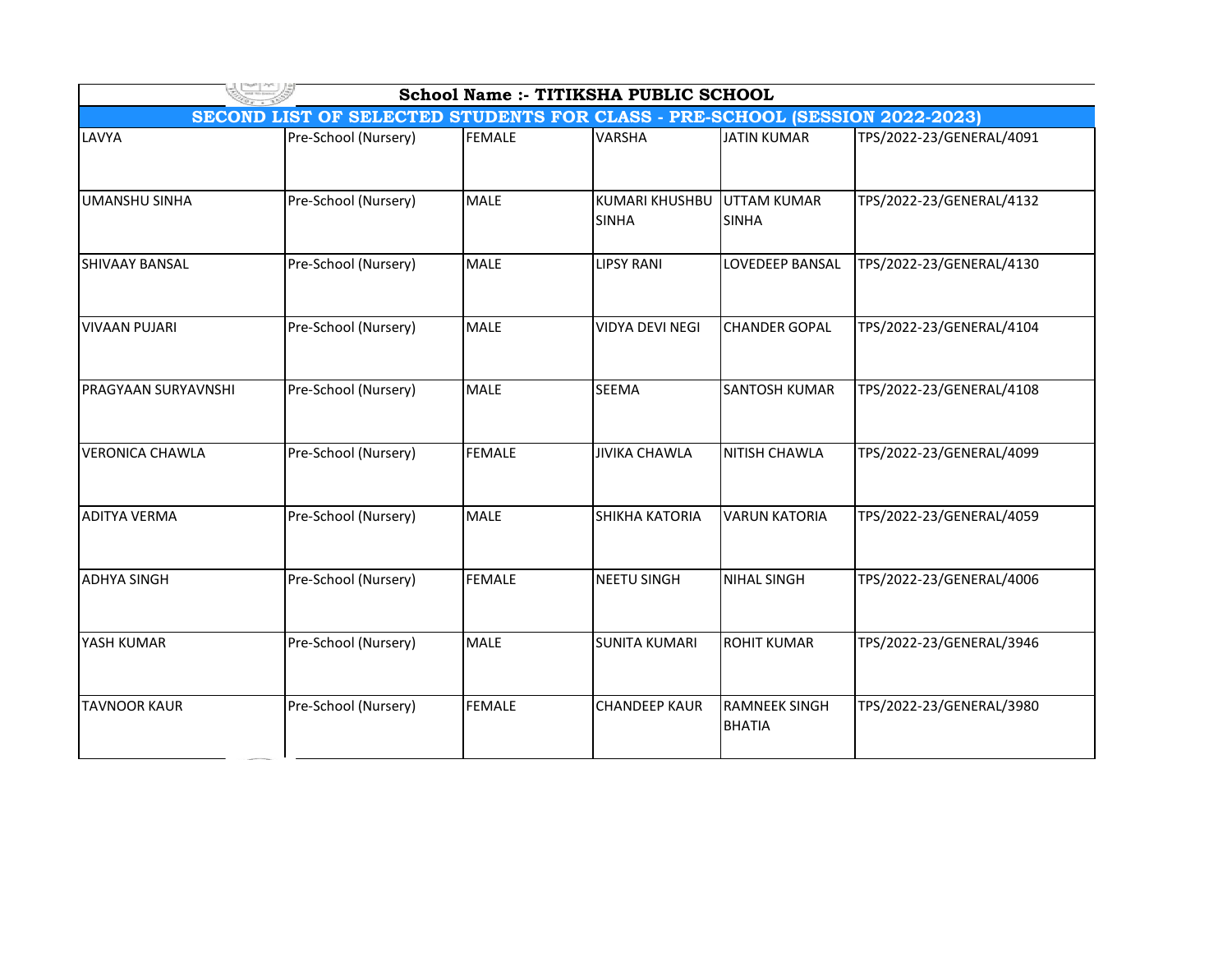| School Name :- TITIKSHA PUBLIC SCHOOL | | | | | |
|---|---|---|---|---|---|
| SECOND LIST OF SELECTED STUDENTS FOR CLASS - PRE-SCHOOL (SESSION 2022-2023) | | | | | |
| LAVYA | Pre-School (Nursery) | FEMALE | VARSHA | JATIN KUMAR | TPS/2022-23/GENERAL/4091 |
| UMANSHU SINHA | Pre-School (Nursery) | MALE | KUMARI KHUSHBU SINHA | UTTAM KUMAR SINHA | TPS/2022-23/GENERAL/4132 |
| SHIVAAY BANSAL | Pre-School (Nursery) | MALE | LIPSY RANI | LOVEDEEP BANSAL | TPS/2022-23/GENERAL/4130 |
| VIVAAN PUJARI | Pre-School (Nursery) | MALE | VIDYA DEVI NEGI | CHANDER GOPAL | TPS/2022-23/GENERAL/4104 |
| PRAGYAAN SURYAVNSHI | Pre-School (Nursery) | MALE | SEEMA | SANTOSH KUMAR | TPS/2022-23/GENERAL/4108 |
| VERONICA CHAWLA | Pre-School (Nursery) | FEMALE | JIVIKA CHAWLA | NITISH CHAWLA | TPS/2022-23/GENERAL/4099 |
| ADITYA VERMA | Pre-School (Nursery) | MALE | SHIKHA KATORIA | VARUN KATORIA | TPS/2022-23/GENERAL/4059 |
| ADHYA SINGH | Pre-School (Nursery) | FEMALE | NEETU SINGH | NIHAL SINGH | TPS/2022-23/GENERAL/4006 |
| YASH KUMAR | Pre-School (Nursery) | MALE | SUNITA KUMARI | ROHIT KUMAR | TPS/2022-23/GENERAL/3946 |
| TAVNOOR KAUR | Pre-School (Nursery) | FEMALE | CHANDEEP KAUR | RAMNEEK SINGH BHATIA | TPS/2022-23/GENERAL/3980 |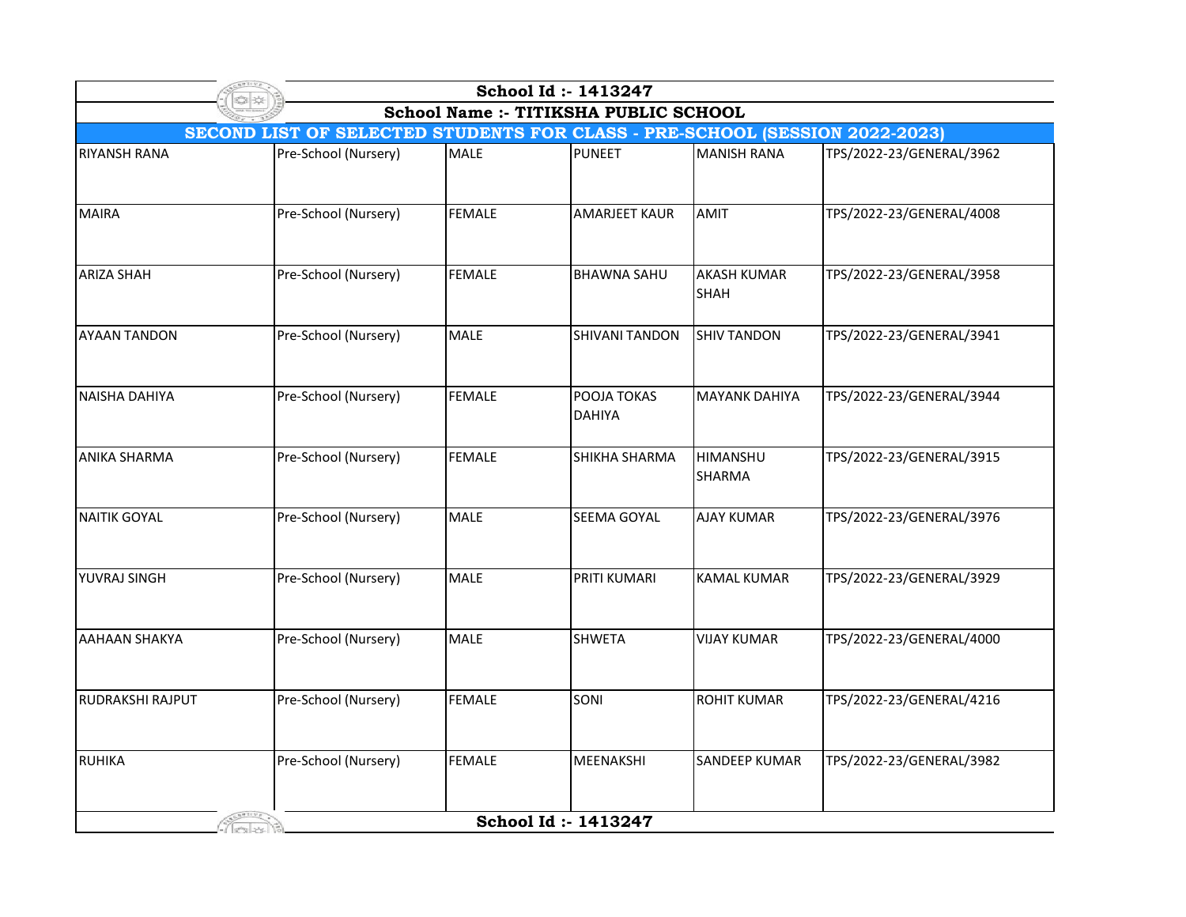School Id :- 1413247

School Name :- TITIKSHA PUBLIC SCHOOL

**SECOND LIST OF SELECTED STUDENTS FOR CLASS - PRE-SCHOOL (SESSION 2022-2023)**

| | | | | | |
|---|---|---|---|---|---|
| RIYANSH RANA | Pre-School (Nursery) | MALE | PUNEET | MANISH RANA | TPS/2022-23/GENERAL/3962 |
| MAIRA | Pre-School (Nursery) | FEMALE | AMARJEET KAUR | AMIT | TPS/2022-23/GENERAL/4008 |
| ARIZA SHAH | Pre-School (Nursery) | FEMALE | BHAWNA SAHU | AKASH KUMAR SHAH | TPS/2022-23/GENERAL/3958 |
| AYAAN TANDON | Pre-School (Nursery) | MALE | SHIVANI TANDON | SHIV TANDON | TPS/2022-23/GENERAL/3941 |
| NAISHA DAHIYA | Pre-School (Nursery) | FEMALE | POOJA TOKAS DAHIYA | MAYANK DAHIYA | TPS/2022-23/GENERAL/3944 |
| ANIKA SHARMA | Pre-School (Nursery) | FEMALE | SHIKHA SHARMA | HIMANSHU SHARMA | TPS/2022-23/GENERAL/3915 |
| NAITIK GOYAL | Pre-School (Nursery) | MALE | SEEMA GOYAL | AJAY KUMAR | TPS/2022-23/GENERAL/3976 |
| YUVRAJ SINGH | Pre-School (Nursery) | MALE | PRITI KUMARI | KAMAL KUMAR | TPS/2022-23/GENERAL/3929 |
| AAHAAN SHAKYA | Pre-School (Nursery) | MALE | SHWETA | VIJAY KUMAR | TPS/2022-23/GENERAL/4000 |
| RUDRAKSHI RAJPUT | Pre-School (Nursery) | FEMALE | SONI | ROHIT KUMAR | TPS/2022-23/GENERAL/4216 |
| RUHIKA | Pre-School (Nursery) | FEMALE | MEENAKSHI | SANDEEP KUMAR | TPS/2022-23/GENERAL/3982 |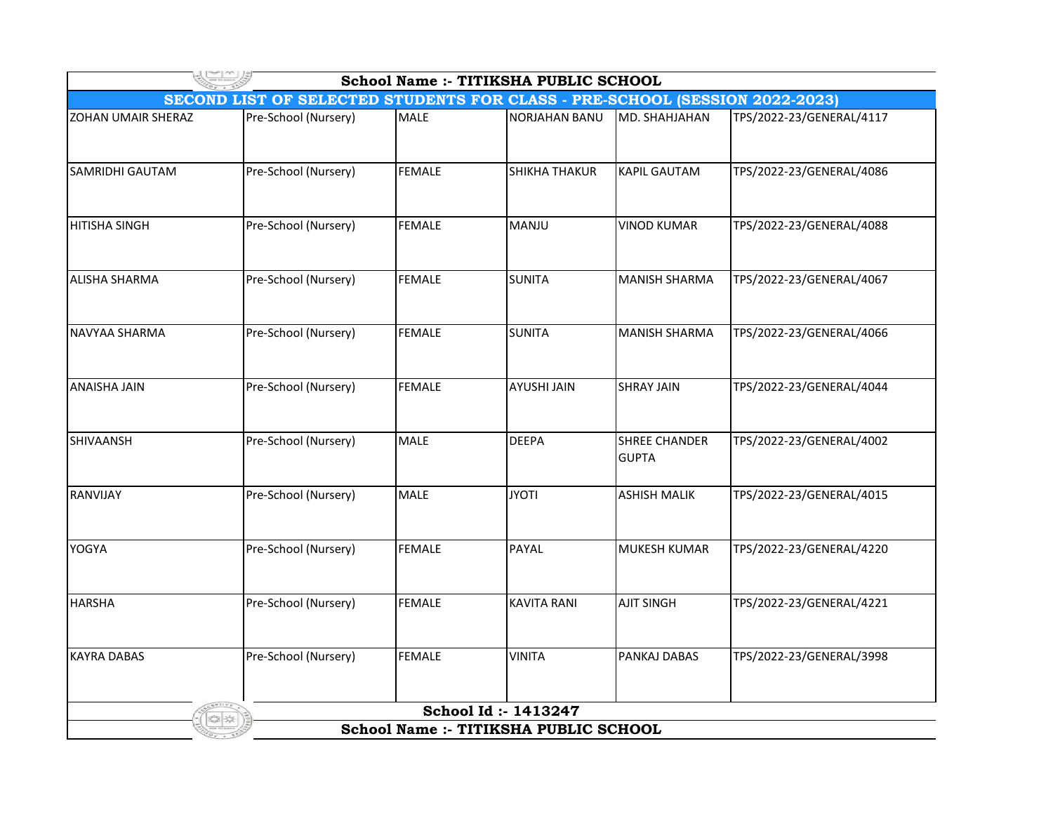**School Name :- TITIKSHA PUBLIC SCHOOL**

**SECOND LIST OF SELECTED STUDENTS FOR CLASS - PRE-SCHOOL (SESSION 2022-2023)**

| | | | | | |
|---|---|---|---|---|---|
| ZOHAN UMAIR SHERAZ | Pre-School (Nursery) | MALE | NORJAHAN BANU | MD. SHAHJAHAN | TPS/2022-23/GENERAL/4117 |
| SAMRIDHI GAUTAM | Pre-School (Nursery) | FEMALE | SHIKHA THAKUR | KAPIL GAUTAM | TPS/2022-23/GENERAL/4086 |
| HITISHA SINGH | Pre-School (Nursery) | FEMALE | MANJU | VINOD KUMAR | TPS/2022-23/GENERAL/4088 |
| ALISHA SHARMA | Pre-School (Nursery) | FEMALE | SUNITA | MANISH SHARMA | TPS/2022-23/GENERAL/4067 |
| NAVYAA SHARMA | Pre-School (Nursery) | FEMALE | SUNITA | MANISH SHARMA | TPS/2022-23/GENERAL/4066 |
| ANAISHA JAIN | Pre-School (Nursery) | FEMALE | AYUSHI JAIN | SHRAY JAIN | TPS/2022-23/GENERAL/4044 |
| SHIVAANSH | Pre-School (Nursery) | MALE | DEEPA | SHREE CHANDER GUPTA | TPS/2022-23/GENERAL/4002 |
| RANVIJAY | Pre-School (Nursery) | MALE | JYOTI | ASHISH MALIK | TPS/2022-23/GENERAL/4015 |
| YOGYA | Pre-School (Nursery) | FEMALE | PAYAL | MUKESH KUMAR | TPS/2022-23/GENERAL/4220 |
| HARSHA | Pre-School (Nursery) | FEMALE | KAVITA RANI | AJIT SINGH | TPS/2022-23/GENERAL/4221 |
| KAYRA DABAS | Pre-School (Nursery) | FEMALE | VINITA | PANKAJ DABAS | TPS/2022-23/GENERAL/3998 |

**School Id :- 1413247**

**School Name :- TITIKSHA PUBLIC SCHOOL**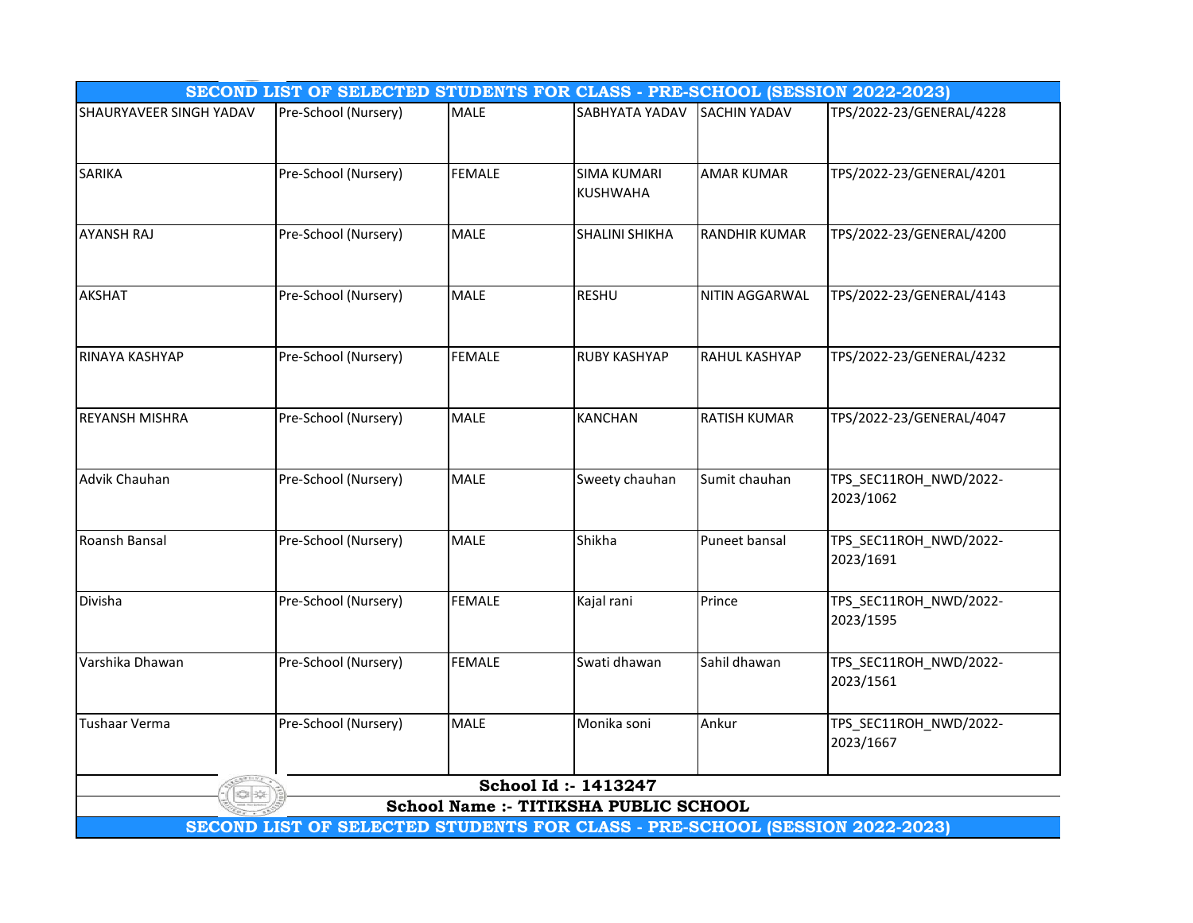## SECOND LIST OF SELECTED STUDENTS FOR CLASS - PRE-SCHOOL (SESSION 2022-2023)

| | | | | | |
|---|---|---|---|---|---|
| SHAURYAVEER SINGH YADAV | Pre-School (Nursery) | MALE | SABHYATA YADAV | SACHIN YADAV | TPS/2022-23/GENERAL/4228 |
| SARIKA | Pre-School (Nursery) | FEMALE | SIMA KUMARI KUSHWAHA | AMAR KUMAR | TPS/2022-23/GENERAL/4201 |
| AYANSH RAJ | Pre-School (Nursery) | MALE | SHALINI SHIKHA | RANDHIR KUMAR | TPS/2022-23/GENERAL/4200 |
| AKSHAT | Pre-School (Nursery) | MALE | RESHU | NITIN AGGARWAL | TPS/2022-23/GENERAL/4143 |
| RINAYA KASHYAP | Pre-School (Nursery) | FEMALE | RUBY KASHYAP | RAHUL KASHYAP | TPS/2022-23/GENERAL/4232 |
| REYANSH MISHRA | Pre-School (Nursery) | MALE | KANCHAN | RATISH KUMAR | TPS/2022-23/GENERAL/4047 |
| Advik Chauhan | Pre-School (Nursery) | MALE | Sweety chauhan | Sumit chauhan | TPS_SEC11ROH_NWD/2022-2023/1062 |
| Roansh Bansal | Pre-School (Nursery) | MALE | Shikha | Puneet bansal | TPS_SEC11ROH_NWD/2022-2023/1691 |
| Divisha | Pre-School (Nursery) | FEMALE | Kajal rani | Prince | TPS_SEC11ROH_NWD/2022-2023/1595 |
| Varshika Dhawan | Pre-School (Nursery) | FEMALE | Swati dhawan | Sahil dhawan | TPS_SEC11ROH_NWD/2022-2023/1561 |
| Tushaar Verma | Pre-School (Nursery) | MALE | Monika soni | Ankur | TPS_SEC11ROH_NWD/2022-2023/1667 |

**School Id :- 1413247**

**School Name :- TITIKSHA PUBLIC SCHOOL**

**SECOND LIST OF SELECTED STUDENTS FOR CLASS - PRE-SCHOOL (SESSION 2022-2023)**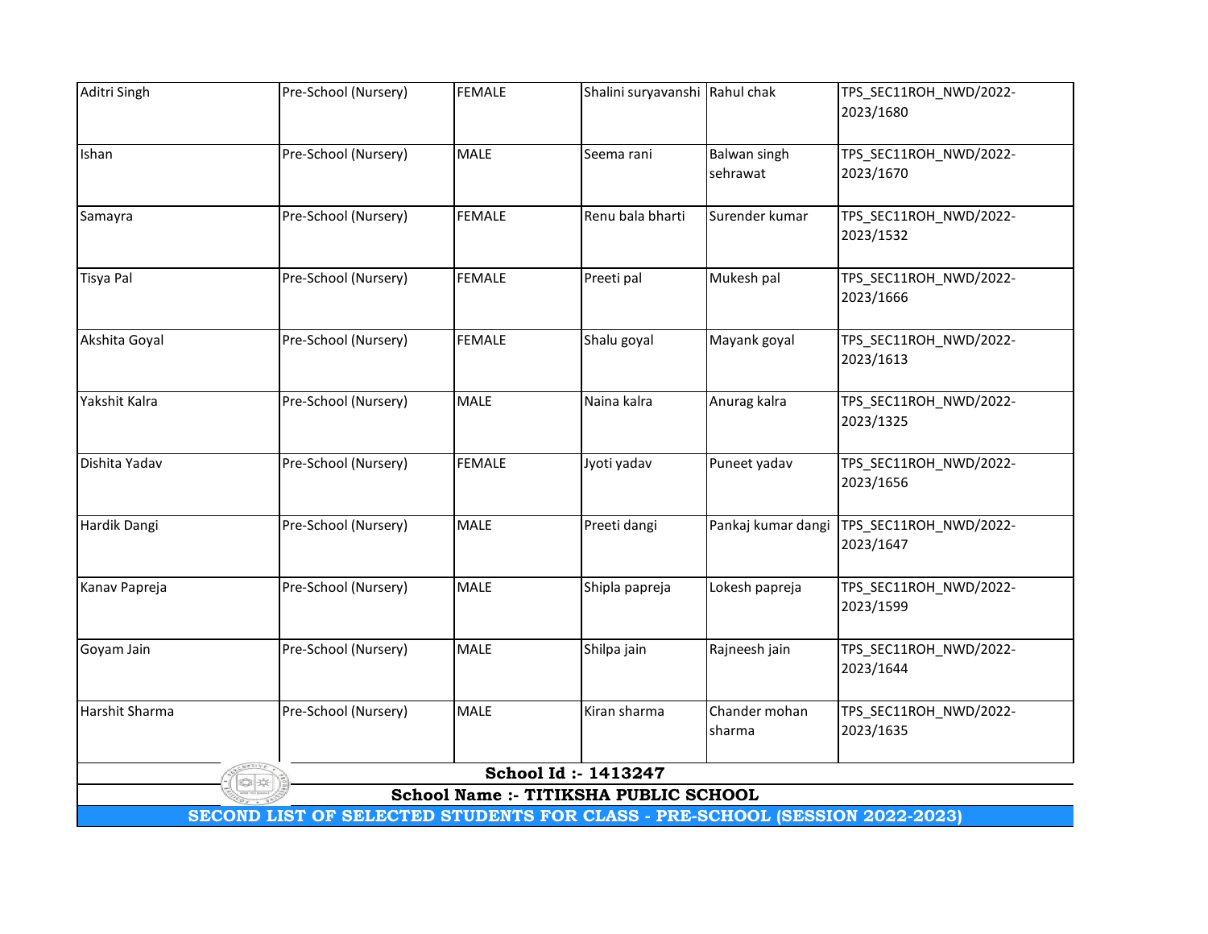| | | | | | |
|---|---|---|---|---|---|
| Aditri Singh | Pre-School (Nursery) | FEMALE | Shalini suryavanshi | Rahul chak | TPS_SEC11ROH_NWD/2022-2023/1680 |
| Ishan | Pre-School (Nursery) | MALE | Seema rani | Balwan singh sehrawat | TPS_SEC11ROH_NWD/2022-2023/1670 |
| Samayra | Pre-School (Nursery) | FEMALE | Renu bala bharti | Surender kumar | TPS_SEC11ROH_NWD/2022-2023/1532 |
| Tisya Pal | Pre-School (Nursery) | FEMALE | Preeti pal | Mukesh pal | TPS_SEC11ROH_NWD/2022-2023/1666 |
| Akshita Goyal | Pre-School (Nursery) | FEMALE | Shalu goyal | Mayank goyal | TPS_SEC11ROH_NWD/2022-2023/1613 |
| Yakshit Kalra | Pre-School (Nursery) | MALE | Naina kalra | Anurag kalra | TPS_SEC11ROH_NWD/2022-2023/1325 |
| Dishita Yadav | Pre-School (Nursery) | FEMALE | Jyoti yadav | Puneet yadav | TPS_SEC11ROH_NWD/2022-2023/1656 |
| Hardik Dangi | Pre-School (Nursery) | MALE | Preeti dangi | Pankaj kumar dangi | TPS_SEC11ROH_NWD/2022-2023/1647 |
| Kanav Papreja | Pre-School (Nursery) | MALE | Shipla papreja | Lokesh papreja | TPS_SEC11ROH_NWD/2022-2023/1599 |
| Goyam Jain | Pre-School (Nursery) | MALE | Shilpa jain | Rajneesh jain | TPS_SEC11ROH_NWD/2022-2023/1644 |
| Harshit Sharma | Pre-School (Nursery) | MALE | Kiran sharma | Chander mohan sharma | TPS_SEC11ROH_NWD/2022-2023/1635 |

**School Id :- 1413247**

**School Name :- TITIKSHA PUBLIC SCHOOL**

**SECOND LIST OF SELECTED STUDENTS FOR CLASS - PRE-SCHOOL (SESSION 2022-2023)**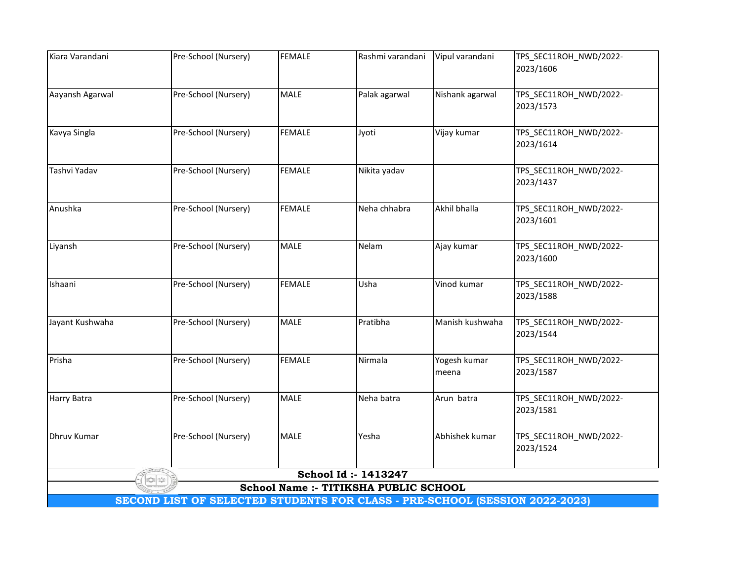| | | | | | |
|---|---|---|---|---|---|
| Kiara Varandani | Pre-School (Nursery) | FEMALE | Rashmi varandani | Vipul varandani | TPS_SEC11ROH_NWD/2022-2023/1606 |
| Aayansh Agarwal | Pre-School (Nursery) | MALE | Palak agarwal | Nishank agarwal | TPS_SEC11ROH_NWD/2022-2023/1573 |
| Kavya Singla | Pre-School (Nursery) | FEMALE | Jyoti | Vijay kumar | TPS_SEC11ROH_NWD/2022-2023/1614 |
| Tashvi Yadav | Pre-School (Nursery) | FEMALE | Nikita yadav | | TPS_SEC11ROH_NWD/2022-2023/1437 |
| Anushka | Pre-School (Nursery) | FEMALE | Neha chhabra | Akhil bhalla | TPS_SEC11ROH_NWD/2022-2023/1601 |
| Liyansh | Pre-School (Nursery) | MALE | Nelam | Ajay kumar | TPS_SEC11ROH_NWD/2022-2023/1600 |
| Ishaani | Pre-School (Nursery) | FEMALE | Usha | Vinod kumar | TPS_SEC11ROH_NWD/2022-2023/1588 |
| Jayant Kushwaha | Pre-School (Nursery) | MALE | Pratibha | Manish kushwaha | TPS_SEC11ROH_NWD/2022-2023/1544 |
| Prisha | Pre-School (Nursery) | FEMALE | Nirmala | Yogesh kumar meena | TPS_SEC11ROH_NWD/2022-2023/1587 |
| Harry Batra | Pre-School (Nursery) | MALE | Neha batra | Arun batra | TPS_SEC11ROH_NWD/2022-2023/1581 |
| Dhruv Kumar | Pre-School (Nursery) | MALE | Yesha | Abhishek kumar | TPS_SEC11ROH_NWD/2022-2023/1524 |

**School Id :- 1413247**

**School Name :- TITIKSHA PUBLIC SCHOOL**

**SECOND LIST OF SELECTED STUDENTS FOR CLASS - PRE-SCHOOL (SESSION 2022-2023)**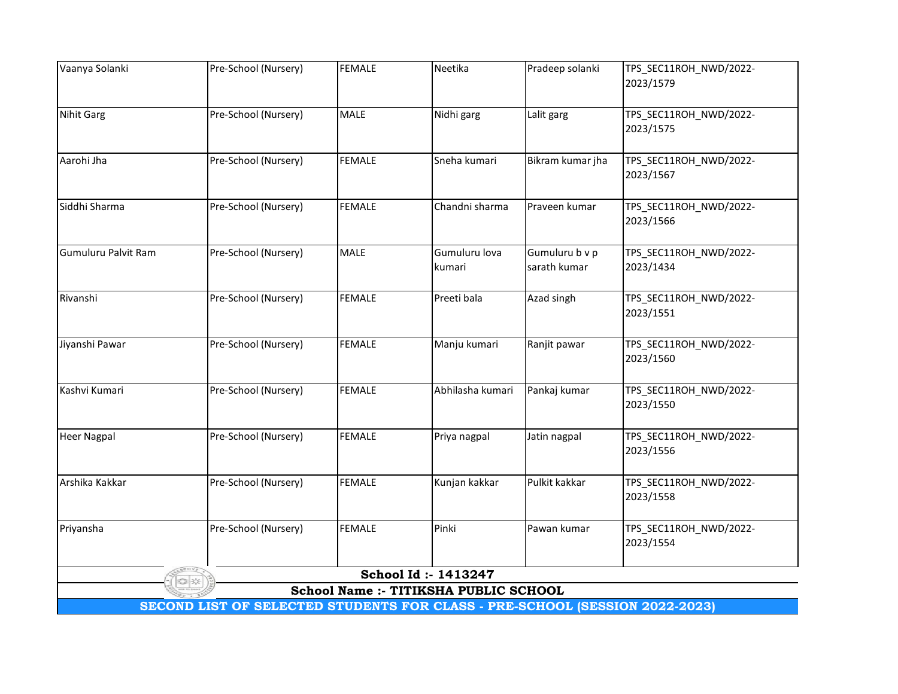| | | | | | |
|---|---|---|---|---|---|
| Vaanya Solanki | Pre-School (Nursery) | FEMALE | Neetika | Pradeep solanki | TPS_SEC11ROH_NWD/2022-2023/1579 |
| Nihit Garg | Pre-School (Nursery) | MALE | Nidhi garg | Lalit garg | TPS_SEC11ROH_NWD/2022-2023/1575 |
| Aarohi Jha | Pre-School (Nursery) | FEMALE | Sneha kumari | Bikram kumar jha | TPS_SEC11ROH_NWD/2022-2023/1567 |
| Siddhi Sharma | Pre-School (Nursery) | FEMALE | Chandni sharma | Praveen kumar | TPS_SEC11ROH_NWD/2022-2023/1566 |
| Gumuluru Palvit Ram | Pre-School (Nursery) | MALE | Gumuluru lova kumari | Gumuluru b v p sarath kumar | TPS_SEC11ROH_NWD/2022-2023/1434 |
| Rivanshi | Pre-School (Nursery) | FEMALE | Preeti bala | Azad singh | TPS_SEC11ROH_NWD/2022-2023/1551 |
| Jiyanshi Pawar | Pre-School (Nursery) | FEMALE | Manju kumari | Ranjit pawar | TPS_SEC11ROH_NWD/2022-2023/1560 |
| Kashvi Kumari | Pre-School (Nursery) | FEMALE | Abhilasha kumari | Pankaj kumar | TPS_SEC11ROH_NWD/2022-2023/1550 |
| Heer Nagpal | Pre-School (Nursery) | FEMALE | Priya nagpal | Jatin nagpal | TPS_SEC11ROH_NWD/2022-2023/1556 |
| Arshika Kakkar | Pre-School (Nursery) | FEMALE | Kunjan kakkar | Pulkit kakkar | TPS_SEC11ROH_NWD/2022-2023/1558 |
| Priyansha | Pre-School (Nursery) | FEMALE | Pinki | Pawan kumar | TPS_SEC11ROH_NWD/2022-2023/1554 |

**School Id :- 1413247**

**School Name :- TITIKSHA PUBLIC SCHOOL**

**SECOND LIST OF SELECTED STUDENTS FOR CLASS - PRE-SCHOOL (SESSION 2022-2023)**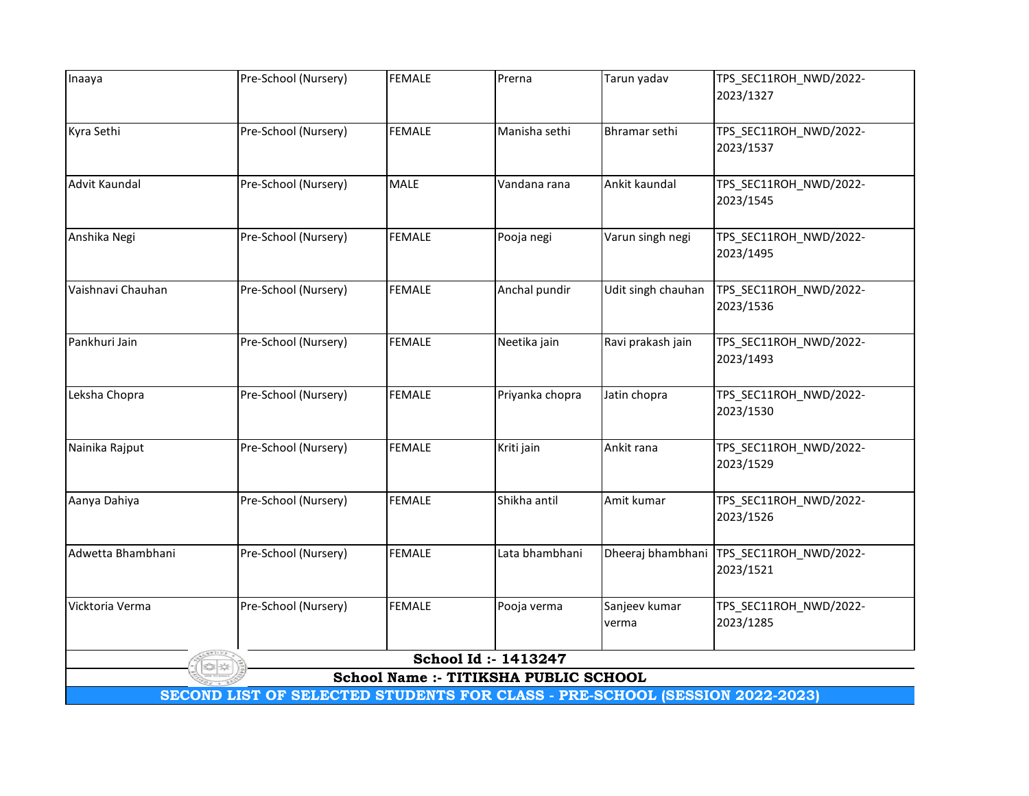| | | | | | |
|---|---|---|---|---|---|
| Inaaya | Pre-School (Nursery) | FEMALE | Prerna | Tarun yadav | TPS_SEC11ROH_NWD/2022-2023/1327 |
| Kyra Sethi | Pre-School (Nursery) | FEMALE | Manisha sethi | Bhramar sethi | TPS_SEC11ROH_NWD/2022-2023/1537 |
| Advit Kaundal | Pre-School (Nursery) | MALE | Vandana rana | Ankit kaundal | TPS_SEC11ROH_NWD/2022-2023/1545 |
| Anshika Negi | Pre-School (Nursery) | FEMALE | Pooja negi | Varun singh negi | TPS_SEC11ROH_NWD/2022-2023/1495 |
| Vaishnavi Chauhan | Pre-School (Nursery) | FEMALE | Anchal pundir | Udit singh chauhan | TPS_SEC11ROH_NWD/2022-2023/1536 |
| Pankhuri Jain | Pre-School (Nursery) | FEMALE | Neetika jain | Ravi prakash jain | TPS_SEC11ROH_NWD/2022-2023/1493 |
| Leksha Chopra | Pre-School (Nursery) | FEMALE | Priyanka chopra | Jatin chopra | TPS_SEC11ROH_NWD/2022-2023/1530 |
| Nainika Rajput | Pre-School (Nursery) | FEMALE | Kriti jain | Ankit rana | TPS_SEC11ROH_NWD/2022-2023/1529 |
| Aanya Dahiya | Pre-School (Nursery) | FEMALE | Shikha antil | Amit kumar | TPS_SEC11ROH_NWD/2022-2023/1526 |
| Adwetta Bhambhani | Pre-School (Nursery) | FEMALE | Lata bhambhani | Dheeraj bhambhani | TPS_SEC11ROH_NWD/2022-2023/1521 |
| Vicktoria Verma | Pre-School (Nursery) | FEMALE | Pooja verma | Sanjeev kumar verma | TPS_SEC11ROH_NWD/2022-2023/1285 |

**School Id :- 1413247**

**School Name :- TITIKSHA PUBLIC SCHOOL**

**SECOND LIST OF SELECTED STUDENTS FOR CLASS - PRE-SCHOOL (SESSION 2022-2023)**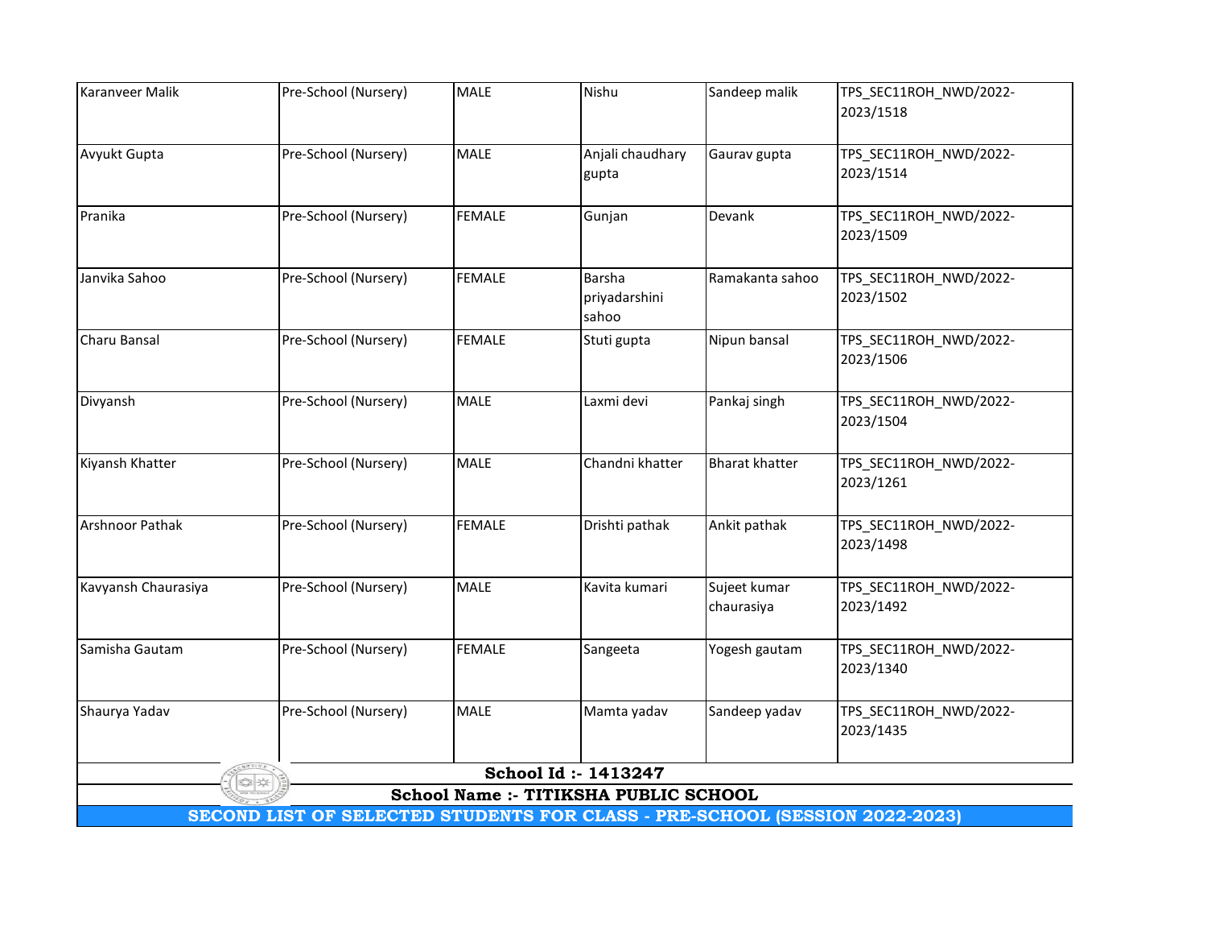| | | | | | |
|---|---|---|---|---|---|
| Karanveer Malik | Pre-School (Nursery) | MALE | Nishu | Sandeep malik | TPS_SEC11ROH_NWD/2022-2023/1518 |
| Avyukt Gupta | Pre-School (Nursery) | MALE | Anjali chaudhary gupta | Gaurav gupta | TPS_SEC11ROH_NWD/2022-2023/1514 |
| Pranika | Pre-School (Nursery) | FEMALE | Gunjan | Devank | TPS_SEC11ROH_NWD/2022-2023/1509 |
| Janvika Sahoo | Pre-School (Nursery) | FEMALE | Barsha priyadarshini sahoo | Ramakanta sahoo | TPS_SEC11ROH_NWD/2022-2023/1502 |
| Charu Bansal | Pre-School (Nursery) | FEMALE | Stuti gupta | Nipun bansal | TPS_SEC11ROH_NWD/2022-2023/1506 |
| Divyansh | Pre-School (Nursery) | MALE | Laxmi devi | Pankaj singh | TPS_SEC11ROH_NWD/2022-2023/1504 |
| Kiyansh Khatter | Pre-School (Nursery) | MALE | Chandni khatter | Bharat khatter | TPS_SEC11ROH_NWD/2022-2023/1261 |
| Arshnoor Pathak | Pre-School (Nursery) | FEMALE | Drishti pathak | Ankit pathak | TPS_SEC11ROH_NWD/2022-2023/1498 |
| Kavyansh Chaurasiya | Pre-School (Nursery) | MALE | Kavita kumari | Sujeet kumar chaurasiya | TPS_SEC11ROH_NWD/2022-2023/1492 |
| Samisha Gautam | Pre-School (Nursery) | FEMALE | Sangeeta | Yogesh gautam | TPS_SEC11ROH_NWD/2022-2023/1340 |
| Shaurya Yadav | Pre-School (Nursery) | MALE | Mamta yadav | Sandeep yadav | TPS_SEC11ROH_NWD/2022-2023/1435 |

**School Id :- 1413247**

**School Name :- TITIKSHA PUBLIC SCHOOL**

**SECOND LIST OF SELECTED STUDENTS FOR CLASS - PRE-SCHOOL (SESSION 2022-2023)**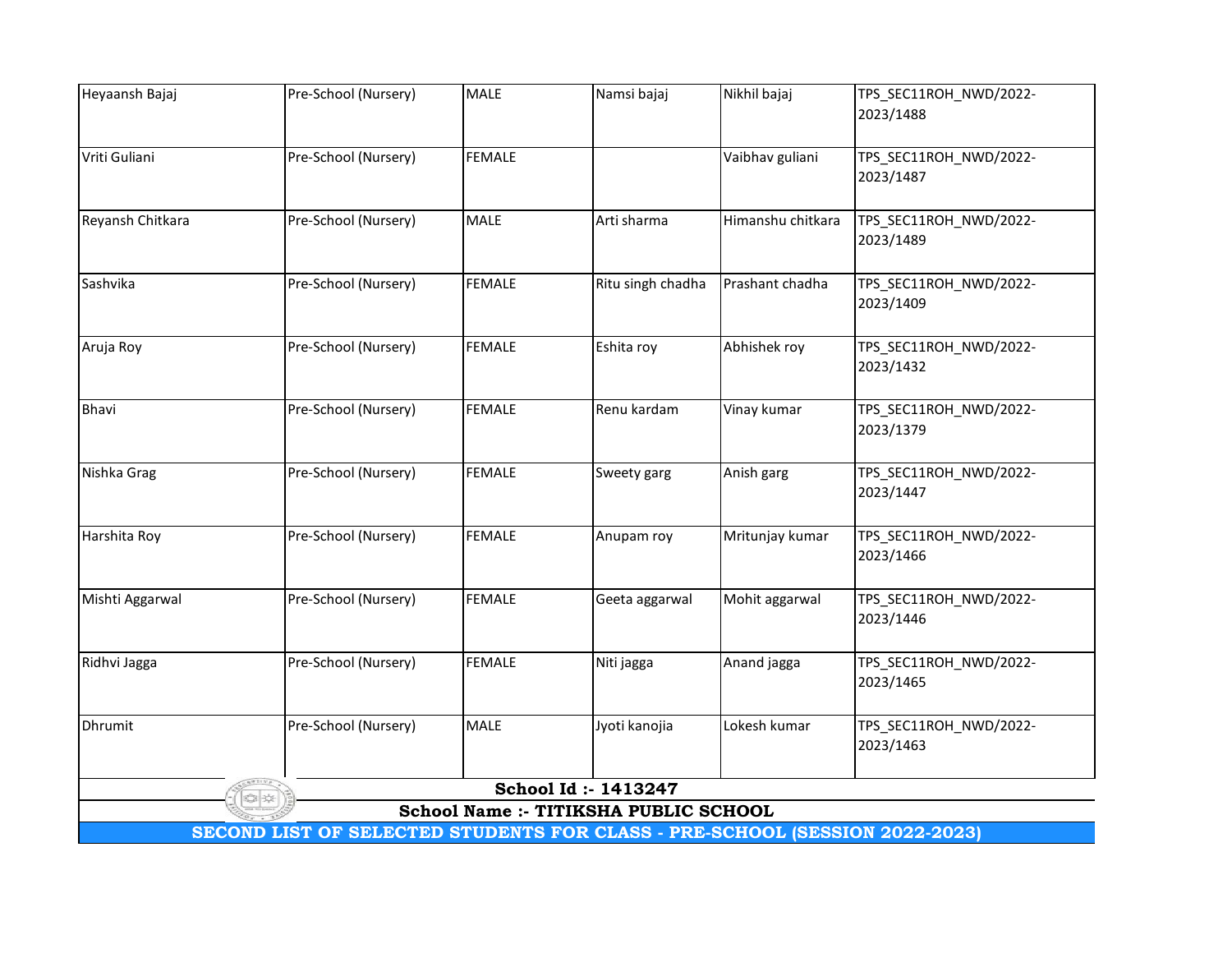| | | | | | |
|---|---|---|---|---|---|
| Heyaansh Bajaj | Pre-School (Nursery) | MALE | Namsi bajaj | Nikhil bajaj | TPS_SEC11ROH_NWD/2022-2023/1488 |
| Vriti Guliani | Pre-School (Nursery) | FEMALE | | Vaibhav guliani | TPS_SEC11ROH_NWD/2022-2023/1487 |
| Reyansh Chitkara | Pre-School (Nursery) | MALE | Arti sharma | Himanshu chitkara | TPS_SEC11ROH_NWD/2022-2023/1489 |
| Sashvika | Pre-School (Nursery) | FEMALE | Ritu singh chadha | Prashant chadha | TPS_SEC11ROH_NWD/2022-2023/1409 |
| Aruja Roy | Pre-School (Nursery) | FEMALE | Eshita roy | Abhishek roy | TPS_SEC11ROH_NWD/2022-2023/1432 |
| Bhavi | Pre-School (Nursery) | FEMALE | Renu kardam | Vinay kumar | TPS_SEC11ROH_NWD/2022-2023/1379 |
| Nishka Grag | Pre-School (Nursery) | FEMALE | Sweety garg | Anish garg | TPS_SEC11ROH_NWD/2022-2023/1447 |
| Harshita Roy | Pre-School (Nursery) | FEMALE | Anupam roy | Mritunjay kumar | TPS_SEC11ROH_NWD/2022-2023/1466 |
| Mishti Aggarwal | Pre-School (Nursery) | FEMALE | Geeta aggarwal | Mohit aggarwal | TPS_SEC11ROH_NWD/2022-2023/1446 |
| Ridhvi Jagga | Pre-School (Nursery) | FEMALE | Niti jagga | Anand jagga | TPS_SEC11ROH_NWD/2022-2023/1465 |
| Dhrumit | Pre-School (Nursery) | MALE | Jyoti kanojia | Lokesh kumar | TPS_SEC11ROH_NWD/2022-2023/1463 |

**School Id :- 1413247**

**School Name :- TITIKSHA PUBLIC SCHOOL**

**SECOND LIST OF SELECTED STUDENTS FOR CLASS - PRE-SCHOOL (SESSION 2022-2023)**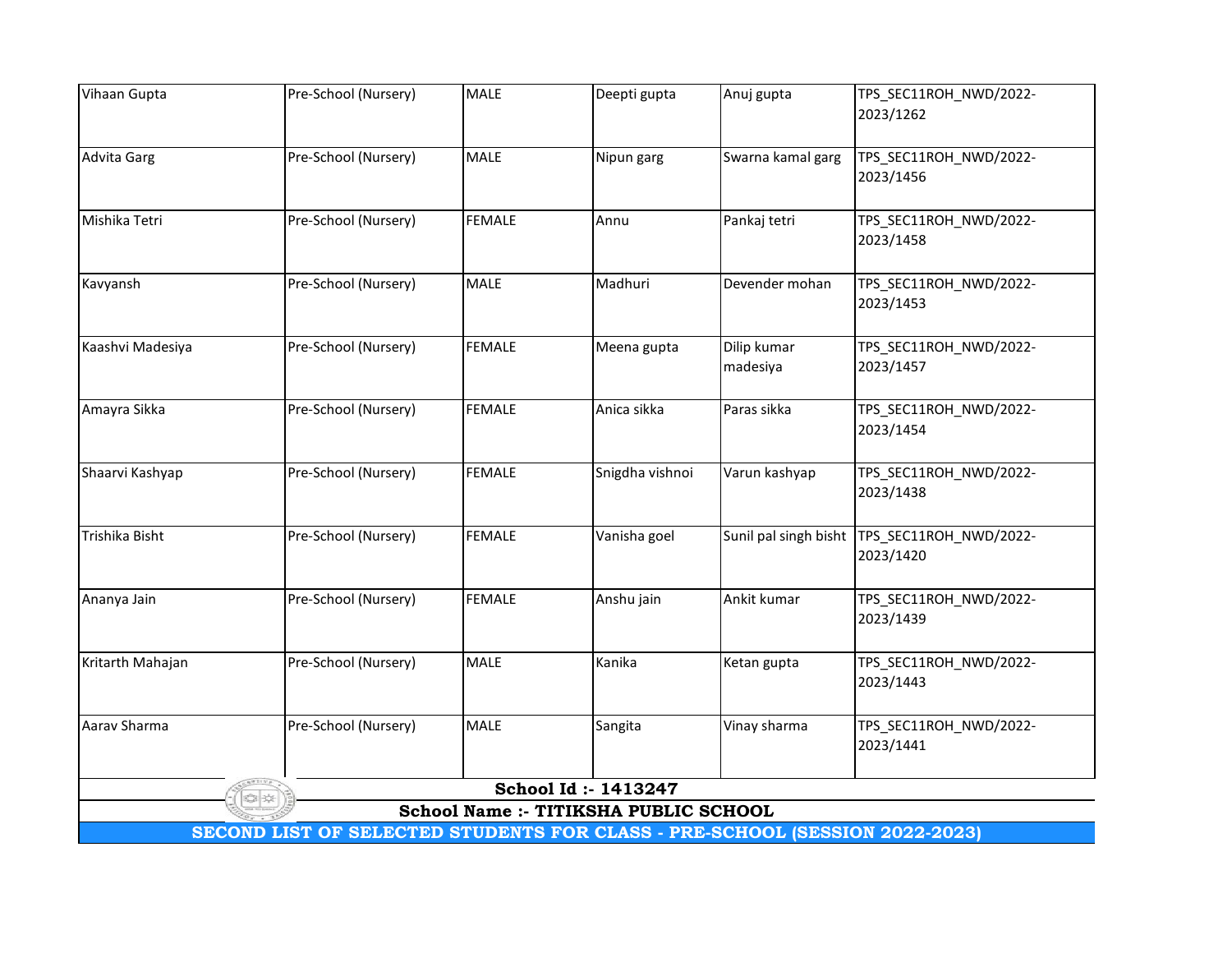| | | | | | |
|---|---|---|---|---|---|
| Vihaan Gupta | Pre-School (Nursery) | MALE | Deepti gupta | Anuj gupta | TPS_SEC11ROH_NWD/2022-2023/1262 |
| Advita Garg | Pre-School (Nursery) | MALE | Nipun garg | Swarna kamal garg | TPS_SEC11ROH_NWD/2022-2023/1456 |
| Mishika Tetri | Pre-School (Nursery) | FEMALE | Annu | Pankaj tetri | TPS_SEC11ROH_NWD/2022-2023/1458 |
| Kavyansh | Pre-School (Nursery) | MALE | Madhuri | Devender mohan | TPS_SEC11ROH_NWD/2022-2023/1453 |
| Kaashvi Madesiya | Pre-School (Nursery) | FEMALE | Meena gupta | Dilip kumar madesiya | TPS_SEC11ROH_NWD/2022-2023/1457 |
| Amayra Sikka | Pre-School (Nursery) | FEMALE | Anica sikka | Paras sikka | TPS_SEC11ROH_NWD/2022-2023/1454 |
| Shaarvi Kashyap | Pre-School (Nursery) | FEMALE | Snigdha vishnoi | Varun kashyap | TPS_SEC11ROH_NWD/2022-2023/1438 |
| Trishika Bisht | Pre-School (Nursery) | FEMALE | Vanisha goel | Sunil pal singh bisht | TPS_SEC11ROH_NWD/2022-2023/1420 |
| Ananya Jain | Pre-School (Nursery) | FEMALE | Anshu jain | Ankit kumar | TPS_SEC11ROH_NWD/2022-2023/1439 |
| Kritarth Mahajan | Pre-School (Nursery) | MALE | Kanika | Ketan gupta | TPS_SEC11ROH_NWD/2022-2023/1443 |
| Aarav Sharma | Pre-School (Nursery) | MALE | Sangita | Vinay sharma | TPS_SEC11ROH_NWD/2022-2023/1441 |

**School Id :- 1413247**

**School Name :- TITIKSHA PUBLIC SCHOOL**

**SECOND LIST OF SELECTED STUDENTS FOR CLASS - PRE-SCHOOL (SESSION 2022-2023)**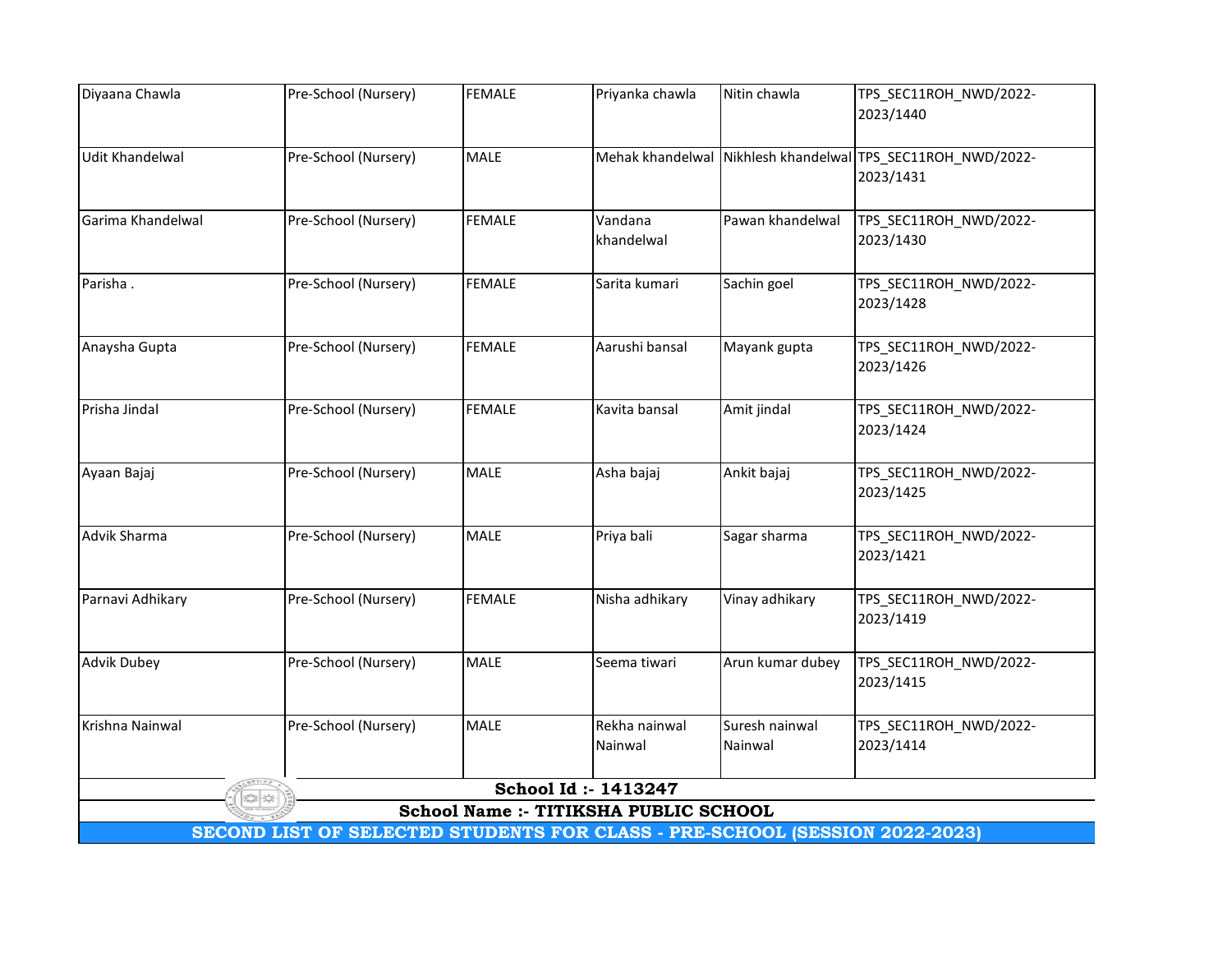| | | | | | |
|---|---|---|---|---|---|
| Diyaana Chawla | Pre-School (Nursery) | FEMALE | Priyanka chawla | Nitin chawla | TPS_SEC11ROH_NWD/2022-2023/1440 |
| Udit Khandelwal | Pre-School (Nursery) | MALE | Mehak khandelwal | Nikhlesh khandelwal | TPS_SEC11ROH_NWD/2022-2023/1431 |
| Garima Khandelwal | Pre-School (Nursery) | FEMALE | Vandana khandelwal | Pawan khandelwal | TPS_SEC11ROH_NWD/2022-2023/1430 |
| Parisha . | Pre-School (Nursery) | FEMALE | Sarita kumari | Sachin goel | TPS_SEC11ROH_NWD/2022-2023/1428 |
| Anaysha Gupta | Pre-School (Nursery) | FEMALE | Aarushi bansal | Mayank gupta | TPS_SEC11ROH_NWD/2022-2023/1426 |
| Prisha Jindal | Pre-School (Nursery) | FEMALE | Kavita bansal | Amit jindal | TPS_SEC11ROH_NWD/2022-2023/1424 |
| Ayaan Bajaj | Pre-School (Nursery) | MALE | Asha bajaj | Ankit bajaj | TPS_SEC11ROH_NWD/2022-2023/1425 |
| Advik Sharma | Pre-School (Nursery) | MALE | Priya bali | Sagar sharma | TPS_SEC11ROH_NWD/2022-2023/1421 |
| Parnavi Adhikary | Pre-School (Nursery) | FEMALE | Nisha adhikary | Vinay adhikary | TPS_SEC11ROH_NWD/2022-2023/1419 |
| Advik Dubey | Pre-School (Nursery) | MALE | Seema tiwari | Arun kumar dubey | TPS_SEC11ROH_NWD/2022-2023/1415 |
| Krishna Nainwal | Pre-School (Nursery) | MALE | Rekha nainwal Nainwal | Suresh nainwal Nainwal | TPS_SEC11ROH_NWD/2022-2023/1414 |

**School Id :- 1413247**

**School Name :- TITIKSHA PUBLIC SCHOOL**

**SECOND LIST OF SELECTED STUDENTS FOR CLASS - PRE-SCHOOL (SESSION 2022-2023)**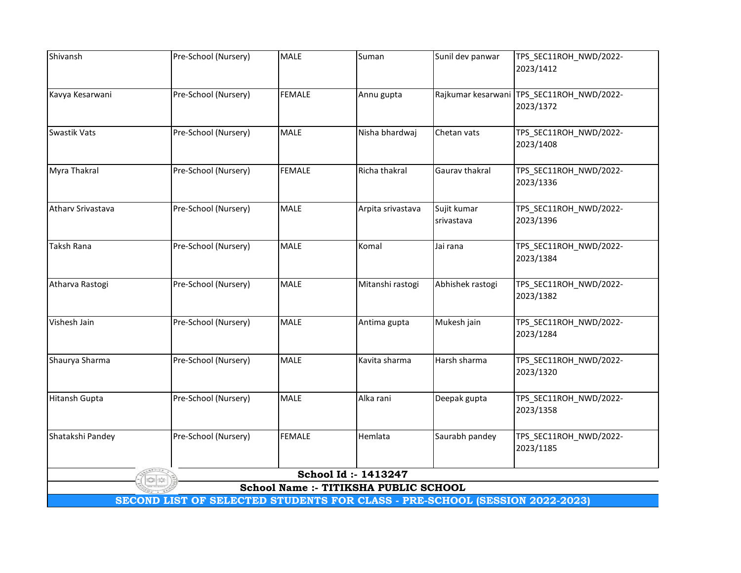| | | | | | |
|---|---|---|---|---|---|
| Shivansh | Pre-School (Nursery) | MALE | Suman | Sunil dev panwar | TPS_SEC11ROH_NWD/2022-2023/1412 |
| Kavya Kesarwani | Pre-School (Nursery) | FEMALE | Annu gupta | Rajkumar kesarwani | TPS_SEC11ROH_NWD/2022-2023/1372 |
| Swastik Vats | Pre-School (Nursery) | MALE | Nisha bhardwaj | Chetan vats | TPS_SEC11ROH_NWD/2022-2023/1408 |
| Myra Thakral | Pre-School (Nursery) | FEMALE | Richa thakral | Gaurav thakral | TPS_SEC11ROH_NWD/2022-2023/1336 |
| Atharv Srivastava | Pre-School (Nursery) | MALE | Arpita srivastava | Sujit kumar srivastava | TPS_SEC11ROH_NWD/2022-2023/1396 |
| Taksh Rana | Pre-School (Nursery) | MALE | Komal | Jai rana | TPS_SEC11ROH_NWD/2022-2023/1384 |
| Atharva Rastogi | Pre-School (Nursery) | MALE | Mitanshi rastogi | Abhishek rastogi | TPS_SEC11ROH_NWD/2022-2023/1382 |
| Vishesh Jain | Pre-School (Nursery) | MALE | Antima gupta | Mukesh jain | TPS_SEC11ROH_NWD/2022-2023/1284 |
| Shaurya Sharma | Pre-School (Nursery) | MALE | Kavita sharma | Harsh sharma | TPS_SEC11ROH_NWD/2022-2023/1320 |
| Hitansh Gupta | Pre-School (Nursery) | MALE | Alka rani | Deepak gupta | TPS_SEC11ROH_NWD/2022-2023/1358 |
| Shatakshi Pandey | Pre-School (Nursery) | FEMALE | Hemlata | Saurabh pandey | TPS_SEC11ROH_NWD/2022-2023/1185 |

**School Id :- 1413247**

**School Name :- TITIKSHA PUBLIC SCHOOL**

**SECOND LIST OF SELECTED STUDENTS FOR CLASS - PRE-SCHOOL (SESSION 2022-2023)**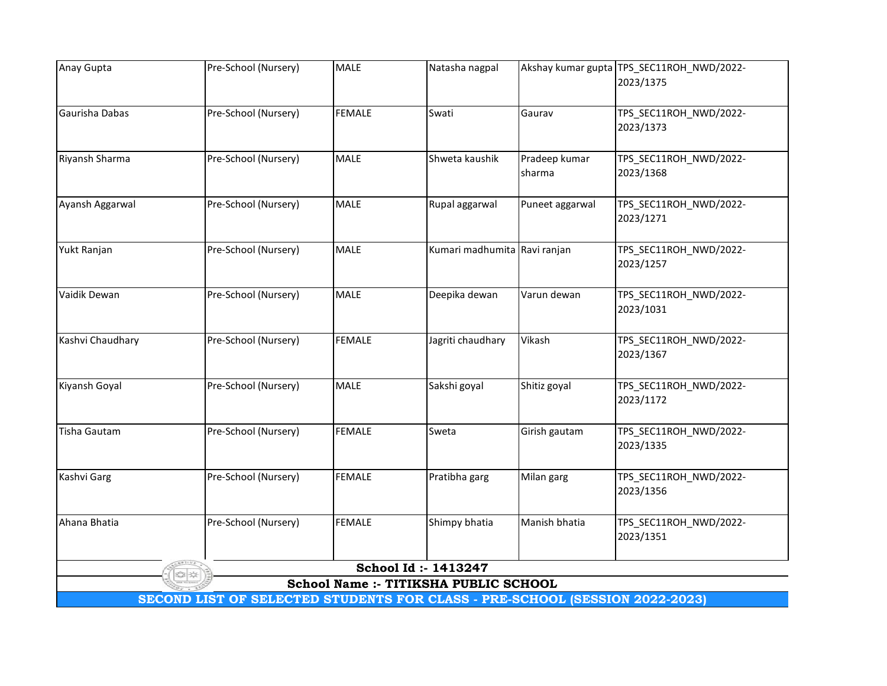| | | | | | |
|---|---|---|---|---|---|
| Anay Gupta | Pre-School (Nursery) | MALE | Natasha nagpal | Akshay kumar gupta | TPS_SEC11ROH_NWD/2022-2023/1375 |
| Gaurisha Dabas | Pre-School (Nursery) | FEMALE | Swati | Gaurav | TPS_SEC11ROH_NWD/2022-2023/1373 |
| Riyansh Sharma | Pre-School (Nursery) | MALE | Shweta kaushik | Pradeep kumar sharma | TPS_SEC11ROH_NWD/2022-2023/1368 |
| Ayansh Aggarwal | Pre-School (Nursery) | MALE | Rupal aggarwal | Puneet aggarwal | TPS_SEC11ROH_NWD/2022-2023/1271 |
| Yukt Ranjan | Pre-School (Nursery) | MALE | Kumari madhumita | Ravi ranjan | TPS_SEC11ROH_NWD/2022-2023/1257 |
| Vaidik Dewan | Pre-School (Nursery) | MALE | Deepika dewan | Varun dewan | TPS_SEC11ROH_NWD/2022-2023/1031 |
| Kashvi Chaudhary | Pre-School (Nursery) | FEMALE | Jagriti chaudhary | Vikash | TPS_SEC11ROH_NWD/2022-2023/1367 |
| Kiyansh Goyal | Pre-School (Nursery) | MALE | Sakshi goyal | Shitiz goyal | TPS_SEC11ROH_NWD/2022-2023/1172 |
| Tisha Gautam | Pre-School (Nursery) | FEMALE | Sweta | Girish gautam | TPS_SEC11ROH_NWD/2022-2023/1335 |
| Kashvi Garg | Pre-School (Nursery) | FEMALE | Pratibha garg | Milan garg | TPS_SEC11ROH_NWD/2022-2023/1356 |
| Ahana Bhatia | Pre-School (Nursery) | FEMALE | Shimpy bhatia | Manish bhatia | TPS_SEC11ROH_NWD/2022-2023/1351 |

**School Id :- 1413247**

**School Name :- TITIKSHA PUBLIC SCHOOL**

**SECOND LIST OF SELECTED STUDENTS FOR CLASS - PRE-SCHOOL (SESSION 2022-2023)**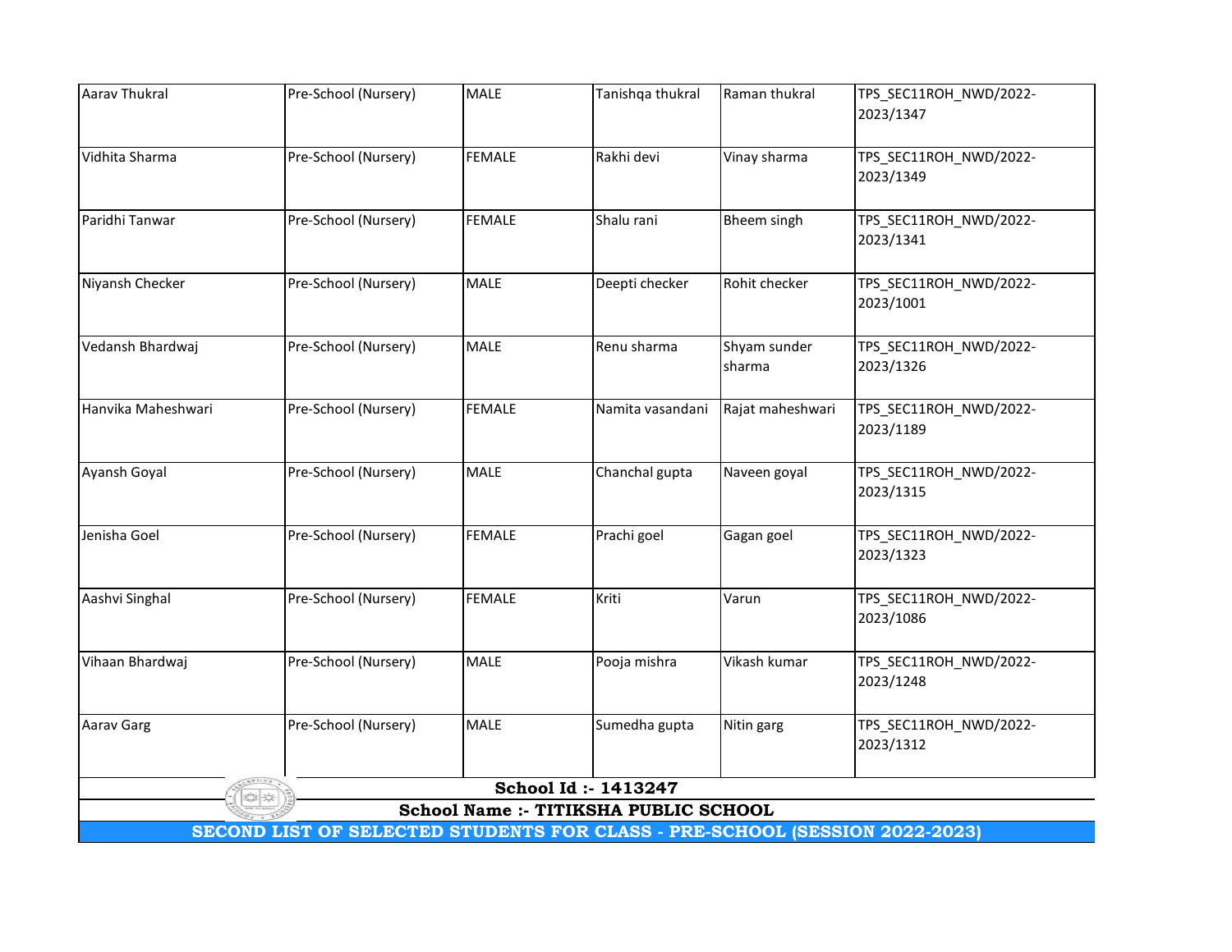| Aarav Thukral | Pre-School (Nursery) | MALE | Tanishqa thukral | Raman thukral | TPS_SEC11ROH_NWD/2022-2023/1347 |
|---|---|---|---|---|---|
| Vidhita Sharma | Pre-School (Nursery) | FEMALE | Rakhi devi | Vinay sharma | TPS_SEC11ROH_NWD/2022-2023/1349 |
| Paridhi Tanwar | Pre-School (Nursery) | FEMALE | Shalu rani | Bheem singh | TPS_SEC11ROH_NWD/2022-2023/1341 |
| Niyansh Checker | Pre-School (Nursery) | MALE | Deepti checker | Rohit checker | TPS_SEC11ROH_NWD/2022-2023/1001 |
| Vedansh Bhardwaj | Pre-School (Nursery) | MALE | Renu sharma | Shyam sunder sharma | TPS_SEC11ROH_NWD/2022-2023/1326 |
| Hanvika Maheshwari | Pre-School (Nursery) | FEMALE | Namita vasandani | Rajat maheshwari | TPS_SEC11ROH_NWD/2022-2023/1189 |
| Ayansh Goyal | Pre-School (Nursery) | MALE | Chanchal gupta | Naveen goyal | TPS_SEC11ROH_NWD/2022-2023/1315 |
| Jenisha Goel | Pre-School (Nursery) | FEMALE | Prachi goel | Gagan goel | TPS_SEC11ROH_NWD/2022-2023/1323 |
| Aashvi Singhal | Pre-School (Nursery) | FEMALE | Kriti | Varun | TPS_SEC11ROH_NWD/2022-2023/1086 |
| Vihaan Bhardwaj | Pre-School (Nursery) | MALE | Pooja mishra | Vikash kumar | TPS_SEC11ROH_NWD/2022-2023/1248 |
| Aarav Garg | Pre-School (Nursery) | MALE | Sumedha gupta | Nitin garg | TPS_SEC11ROH_NWD/2022-2023/1312 |

**School Id :- 1413247**

**School Name :- TITIKSHA PUBLIC SCHOOL**

**SECOND LIST OF SELECTED STUDENTS FOR CLASS - PRE-SCHOOL (SESSION 2022-2023)**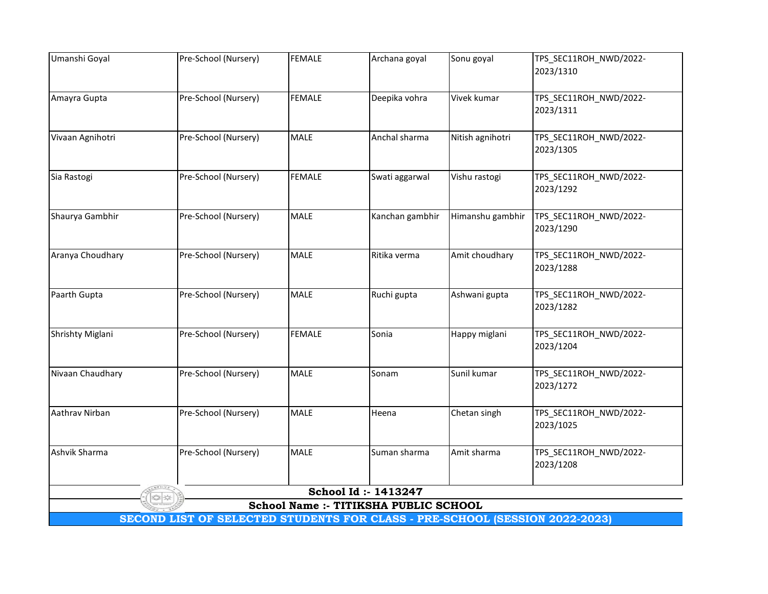| | | | | | |
|---|---|---|---|---|---|
| Umanshi Goyal | Pre-School (Nursery) | FEMALE | Archana goyal | Sonu goyal | TPS_SEC11ROH_NWD/2022-2023/1310 |
| Amayra Gupta | Pre-School (Nursery) | FEMALE | Deepika vohra | Vivek kumar | TPS_SEC11ROH_NWD/2022-2023/1311 |
| Vivaan Agnihotri | Pre-School (Nursery) | MALE | Anchal sharma | Nitish agnihotri | TPS_SEC11ROH_NWD/2022-2023/1305 |
| Sia Rastogi | Pre-School (Nursery) | FEMALE | Swati aggarwal | Vishu rastogi | TPS_SEC11ROH_NWD/2022-2023/1292 |
| Shaurya Gambhir | Pre-School (Nursery) | MALE | Kanchan gambhir | Himanshu gambhir | TPS_SEC11ROH_NWD/2022-2023/1290 |
| Aranya Choudhary | Pre-School (Nursery) | MALE | Ritika verma | Amit choudhary | TPS_SEC11ROH_NWD/2022-2023/1288 |
| Paarth Gupta | Pre-School (Nursery) | MALE | Ruchi gupta | Ashwani gupta | TPS_SEC11ROH_NWD/2022-2023/1282 |
| Shrishty Miglani | Pre-School (Nursery) | FEMALE | Sonia | Happy miglani | TPS_SEC11ROH_NWD/2022-2023/1204 |
| Nivaan Chaudhary | Pre-School (Nursery) | MALE | Sonam | Sunil kumar | TPS_SEC11ROH_NWD/2022-2023/1272 |
| Aathrav Nirban | Pre-School (Nursery) | MALE | Heena | Chetan singh | TPS_SEC11ROH_NWD/2022-2023/1025 |
| Ashvik Sharma | Pre-School (Nursery) | MALE | Suman sharma | Amit sharma | TPS_SEC11ROH_NWD/2022-2023/1208 |

**School Id :- 1413247**

**School Name :- TITIKSHA PUBLIC SCHOOL**

**SECOND LIST OF SELECTED STUDENTS FOR CLASS - PRE-SCHOOL (SESSION 2022-2023)**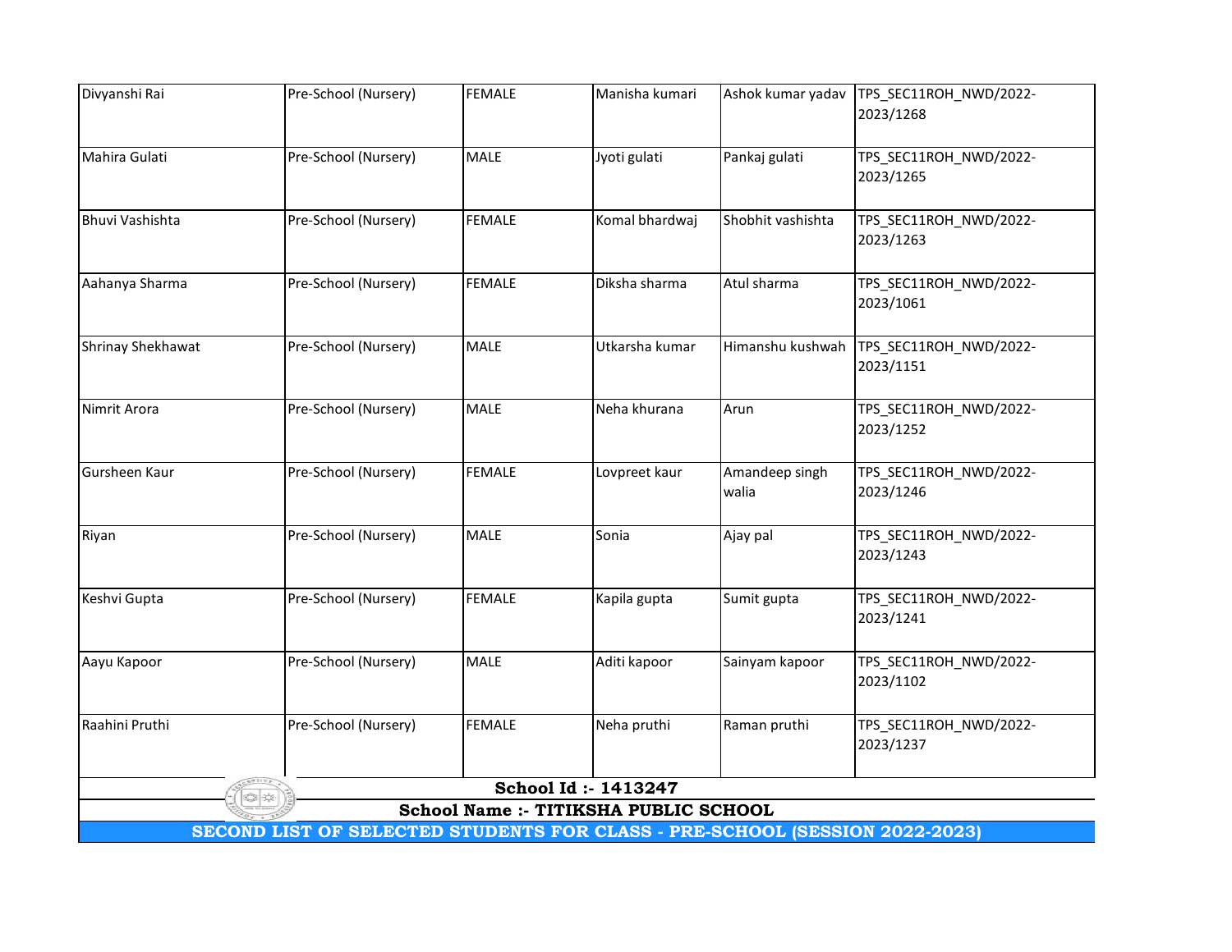| | | | | | |
|---|---|---|---|---|---|
| Divyanshi Rai | Pre-School (Nursery) | FEMALE | Manisha kumari | Ashok kumar yadav | TPS_SEC11ROH_NWD/2022-2023/1268 |
| Mahira Gulati | Pre-School (Nursery) | MALE | Jyoti gulati | Pankaj gulati | TPS_SEC11ROH_NWD/2022-2023/1265 |
| Bhuvi Vashishta | Pre-School (Nursery) | FEMALE | Komal bhardwaj | Shobhit vashishta | TPS_SEC11ROH_NWD/2022-2023/1263 |
| Aahanya Sharma | Pre-School (Nursery) | FEMALE | Diksha sharma | Atul sharma | TPS_SEC11ROH_NWD/2022-2023/1061 |
| Shrinay Shekhawat | Pre-School (Nursery) | MALE | Utkarsha kumar | Himanshu kushwah | TPS_SEC11ROH_NWD/2022-2023/1151 |
| Nimrit Arora | Pre-School (Nursery) | MALE | Neha khurana | Arun | TPS_SEC11ROH_NWD/2022-2023/1252 |
| Gursheen Kaur | Pre-School (Nursery) | FEMALE | Lovpreet kaur | Amandeep singh walia | TPS_SEC11ROH_NWD/2022-2023/1246 |
| Riyan | Pre-School (Nursery) | MALE | Sonia | Ajay pal | TPS_SEC11ROH_NWD/2022-2023/1243 |
| Keshvi Gupta | Pre-School (Nursery) | FEMALE | Kapila gupta | Sumit gupta | TPS_SEC11ROH_NWD/2022-2023/1241 |
| Aayu Kapoor | Pre-School (Nursery) | MALE | Aditi kapoor | Sainyam kapoor | TPS_SEC11ROH_NWD/2022-2023/1102 |
| Raahini Pruthi | Pre-School (Nursery) | FEMALE | Neha pruthi | Raman pruthi | TPS_SEC11ROH_NWD/2022-2023/1237 |

**School Id :- 1413247**

**School Name :- TITIKSHA PUBLIC SCHOOL**

**SECOND LIST OF SELECTED STUDENTS FOR CLASS - PRE-SCHOOL (SESSION 2022-2023)**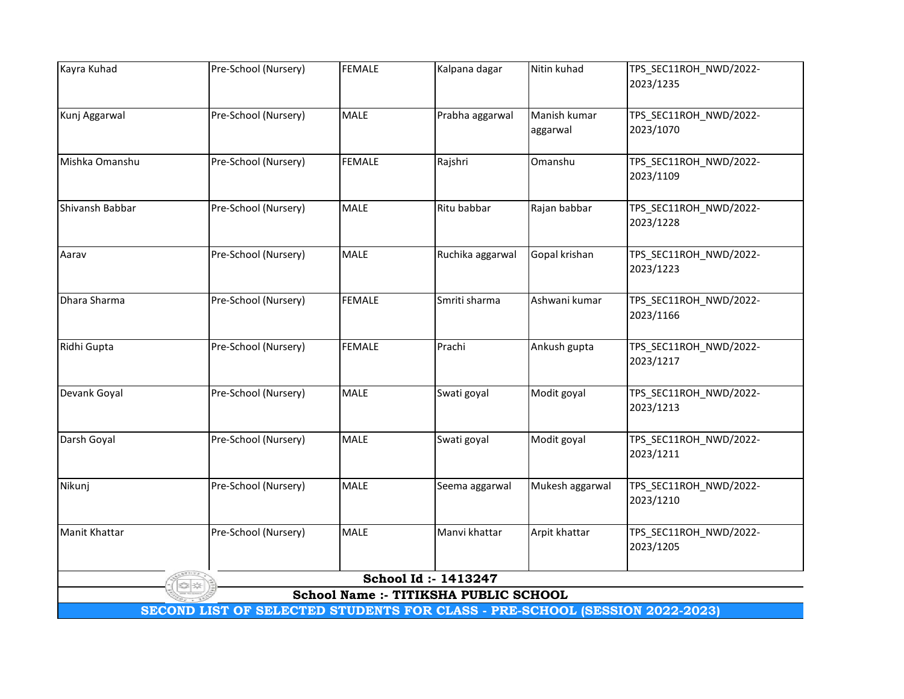| | | | | | |
|---|---|---|---|---|---|
| Kayra Kuhad | Pre-School (Nursery) | FEMALE | Kalpana dagar | Nitin kuhad | TPS_SEC11ROH_NWD/2022-2023/1235 |
| Kunj Aggarwal | Pre-School (Nursery) | MALE | Prabha aggarwal | Manish kumar aggarwal | TPS_SEC11ROH_NWD/2022-2023/1070 |
| Mishka Omanshu | Pre-School (Nursery) | FEMALE | Rajshri | Omanshu | TPS_SEC11ROH_NWD/2022-2023/1109 |
| Shivansh Babbar | Pre-School (Nursery) | MALE | Ritu babbar | Rajan babbar | TPS_SEC11ROH_NWD/2022-2023/1228 |
| Aarav | Pre-School (Nursery) | MALE | Ruchika aggarwal | Gopal krishan | TPS_SEC11ROH_NWD/2022-2023/1223 |
| Dhara Sharma | Pre-School (Nursery) | FEMALE | Smriti sharma | Ashwani kumar | TPS_SEC11ROH_NWD/2022-2023/1166 |
| Ridhi Gupta | Pre-School (Nursery) | FEMALE | Prachi | Ankush gupta | TPS_SEC11ROH_NWD/2022-2023/1217 |
| Devank Goyal | Pre-School (Nursery) | MALE | Swati goyal | Modit goyal | TPS_SEC11ROH_NWD/2022-2023/1213 |
| Darsh Goyal | Pre-School (Nursery) | MALE | Swati goyal | Modit goyal | TPS_SEC11ROH_NWD/2022-2023/1211 |
| Nikunj | Pre-School (Nursery) | MALE | Seema aggarwal | Mukesh aggarwal | TPS_SEC11ROH_NWD/2022-2023/1210 |
| Manit Khattar | Pre-School (Nursery) | MALE | Manvi khattar | Arpit khattar | TPS_SEC11ROH_NWD/2022-2023/1205 |

**School Id :- 1413247**

**School Name :- TITIKSHA PUBLIC SCHOOL**

**SECOND LIST OF SELECTED STUDENTS FOR CLASS - PRE-SCHOOL (SESSION 2022-2023)**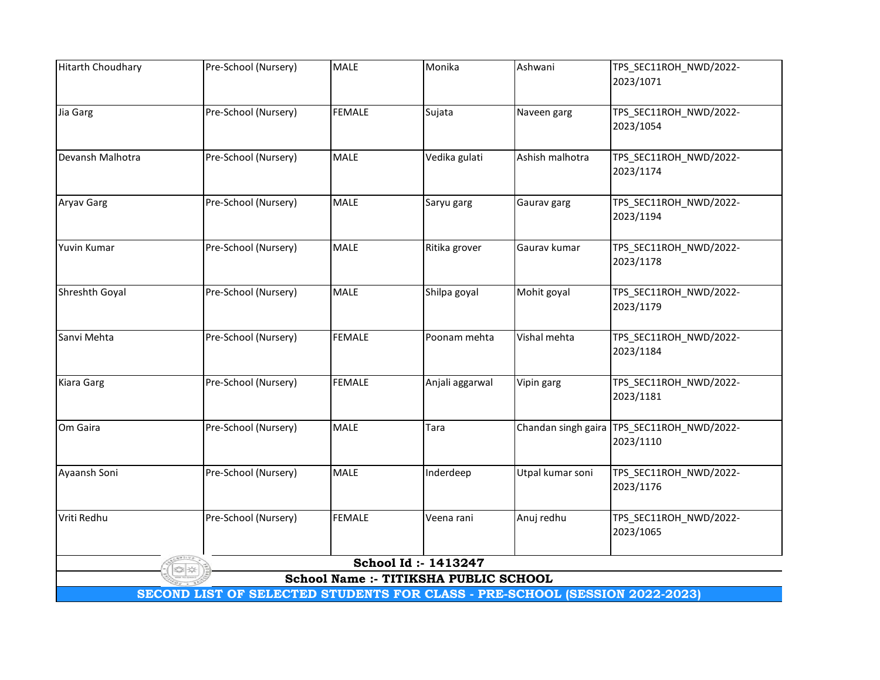| | | | | | |
|---|---|---|---|---|---|
| Hitarth Choudhary | Pre-School (Nursery) | MALE | Monika | Ashwani | TPS_SEC11ROH_NWD/2022-2023/1071 |
| Jia Garg | Pre-School (Nursery) | FEMALE | Sujata | Naveen garg | TPS_SEC11ROH_NWD/2022-2023/1054 |
| Devansh Malhotra | Pre-School (Nursery) | MALE | Vedika gulati | Ashish malhotra | TPS_SEC11ROH_NWD/2022-2023/1174 |
| Aryav Garg | Pre-School (Nursery) | MALE | Saryu garg | Gaurav garg | TPS_SEC11ROH_NWD/2022-2023/1194 |
| Yuvin Kumar | Pre-School (Nursery) | MALE | Ritika grover | Gaurav kumar | TPS_SEC11ROH_NWD/2022-2023/1178 |
| Shreshth Goyal | Pre-School (Nursery) | MALE | Shilpa goyal | Mohit goyal | TPS_SEC11ROH_NWD/2022-2023/1179 |
| Sanvi Mehta | Pre-School (Nursery) | FEMALE | Poonam mehta | Vishal mehta | TPS_SEC11ROH_NWD/2022-2023/1184 |
| Kiara Garg | Pre-School (Nursery) | FEMALE | Anjali aggarwal | Vipin garg | TPS_SEC11ROH_NWD/2022-2023/1181 |
| Om Gaira | Pre-School (Nursery) | MALE | Tara | Chandan singh gaira | TPS_SEC11ROH_NWD/2022-2023/1110 |
| Ayaansh Soni | Pre-School (Nursery) | MALE | Inderdeep | Utpal kumar soni | TPS_SEC11ROH_NWD/2022-2023/1176 |
| Vriti Redhu | Pre-School (Nursery) | FEMALE | Veena rani | Anuj redhu | TPS_SEC11ROH_NWD/2022-2023/1065 |

**School Id :- 1413247**

**School Name :- TITIKSHA PUBLIC SCHOOL**

**SECOND LIST OF SELECTED STUDENTS FOR CLASS - PRE-SCHOOL (SESSION 2022-2023)**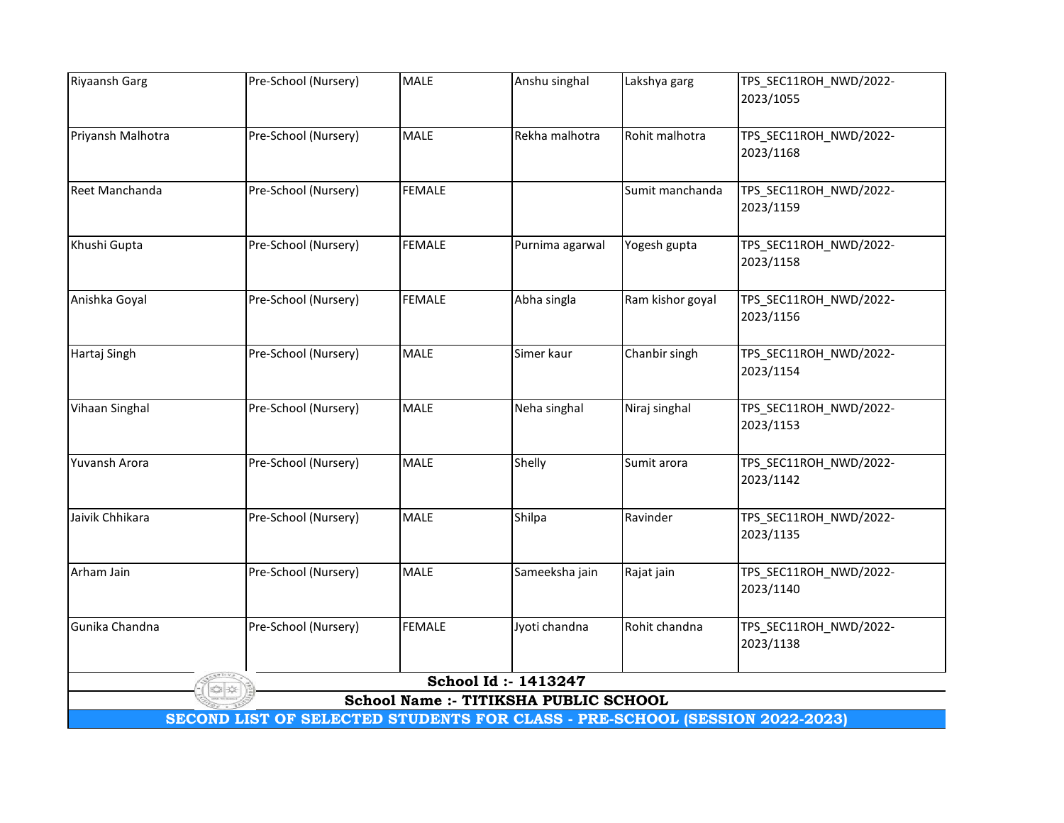| | | | | | |
|---|---|---|---|---|---|
| Riyaansh Garg | Pre-School (Nursery) | MALE | Anshu singhal | Lakshya garg | TPS_SEC11ROH_NWD/2022-2023/1055 |
| Priyansh Malhotra | Pre-School (Nursery) | MALE | Rekha malhotra | Rohit malhotra | TPS_SEC11ROH_NWD/2022-2023/1168 |
| Reet Manchanda | Pre-School (Nursery) | FEMALE | | Sumit manchanda | TPS_SEC11ROH_NWD/2022-2023/1159 |
| Khushi Gupta | Pre-School (Nursery) | FEMALE | Purnima agarwal | Yogesh gupta | TPS_SEC11ROH_NWD/2022-2023/1158 |
| Anishka Goyal | Pre-School (Nursery) | FEMALE | Abha singla | Ram kishor goyal | TPS_SEC11ROH_NWD/2022-2023/1156 |
| Hartaj Singh | Pre-School (Nursery) | MALE | Simer kaur | Chanbir singh | TPS_SEC11ROH_NWD/2022-2023/1154 |
| Vihaan Singhal | Pre-School (Nursery) | MALE | Neha singhal | Niraj singhal | TPS_SEC11ROH_NWD/2022-2023/1153 |
| Yuvansh Arora | Pre-School (Nursery) | MALE | Shelly | Sumit arora | TPS_SEC11ROH_NWD/2022-2023/1142 |
| Jaivik Chhikara | Pre-School (Nursery) | MALE | Shilpa | Ravinder | TPS_SEC11ROH_NWD/2022-2023/1135 |
| Arham Jain | Pre-School (Nursery) | MALE | Sameeksha jain | Rajat jain | TPS_SEC11ROH_NWD/2022-2023/1140 |
| Gunika Chandna | Pre-School (Nursery) | FEMALE | Jyoti chandna | Rohit chandna | TPS_SEC11ROH_NWD/2022-2023/1138 |

**School Id :- 1413247**

**School Name :- TITIKSHA PUBLIC SCHOOL**

**SECOND LIST OF SELECTED STUDENTS FOR CLASS - PRE-SCHOOL (SESSION 2022-2023)**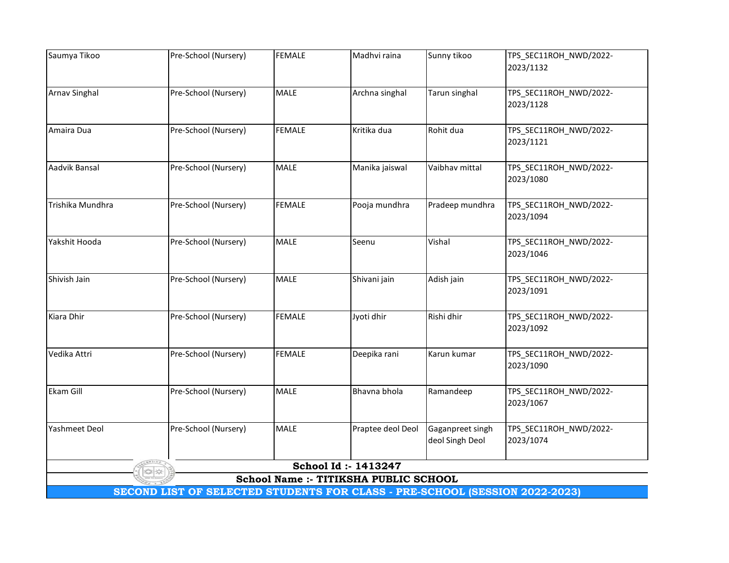| Saumya Tikoo | Pre-School (Nursery) | FEMALE | Madhvi raina | Sunny tikoo | TPS_SEC11ROH_NWD/2022-2023/1132 |
|---|---|---|---|---|---|
| Arnav Singhal | Pre-School (Nursery) | MALE | Archna singhal | Tarun singhal | TPS_SEC11ROH_NWD/2022-2023/1128 |
| Amaira Dua | Pre-School (Nursery) | FEMALE | Kritika dua | Rohit dua | TPS_SEC11ROH_NWD/2022-2023/1121 |
| Aadvik Bansal | Pre-School (Nursery) | MALE | Manika jaiswal | Vaibhav mittal | TPS_SEC11ROH_NWD/2022-2023/1080 |
| Trishika Mundhra | Pre-School (Nursery) | FEMALE | Pooja mundhra | Pradeep mundhra | TPS_SEC11ROH_NWD/2022-2023/1094 |
| Yakshit Hooda | Pre-School (Nursery) | MALE | Seenu | Vishal | TPS_SEC11ROH_NWD/2022-2023/1046 |
| Shivish Jain | Pre-School (Nursery) | MALE | Shivani jain | Adish jain | TPS_SEC11ROH_NWD/2022-2023/1091 |
| Kiara Dhir | Pre-School (Nursery) | FEMALE | Jyoti dhir | Rishi dhir | TPS_SEC11ROH_NWD/2022-2023/1092 |
| Vedika Attri | Pre-School (Nursery) | FEMALE | Deepika rani | Karun kumar | TPS_SEC11ROH_NWD/2022-2023/1090 |
| Ekam Gill | Pre-School (Nursery) | MALE | Bhavna bhola | Ramandeep | TPS_SEC11ROH_NWD/2022-2023/1067 |
| Yashmeet Deol | Pre-School (Nursery) | MALE | Praptee deol Deol | Gaganpreet singh deol Singh Deol | TPS_SEC11ROH_NWD/2022-2023/1074 |

**School Id :- 1413247**

**School Name :- TITIKSHA PUBLIC SCHOOL**

**SECOND LIST OF SELECTED STUDENTS FOR CLASS - PRE-SCHOOL (SESSION 2022-2023)**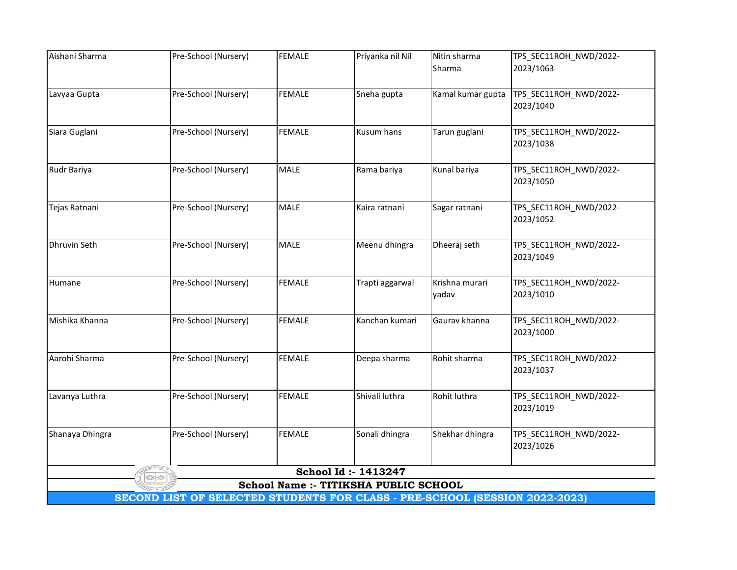| | | | | | |
|---|---|---|---|---|---|
| Aishani Sharma | Pre-School (Nursery) | FEMALE | Priyanka nil Nil | Nitin sharma Sharma | TPS_SEC11ROH_NWD/2022-2023/1063 |
| Lavyaa Gupta | Pre-School (Nursery) | FEMALE | Sneha gupta | Kamal kumar gupta | TPS_SEC11ROH_NWD/2022-2023/1040 |
| Siara Guglani | Pre-School (Nursery) | FEMALE | Kusum hans | Tarun guglani | TPS_SEC11ROH_NWD/2022-2023/1038 |
| Rudr Bariya | Pre-School (Nursery) | MALE | Rama bariya | Kunal bariya | TPS_SEC11ROH_NWD/2022-2023/1050 |
| Tejas Ratnani | Pre-School (Nursery) | MALE | Kaira ratnani | Sagar ratnani | TPS_SEC11ROH_NWD/2022-2023/1052 |
| Dhruvin Seth | Pre-School (Nursery) | MALE | Meenu dhingra | Dheeraj seth | TPS_SEC11ROH_NWD/2022-2023/1049 |
| Humane | Pre-School (Nursery) | FEMALE | Trapti aggarwal | Krishna murari yadav | TPS_SEC11ROH_NWD/2022-2023/1010 |
| Mishika Khanna | Pre-School (Nursery) | FEMALE | Kanchan kumari | Gaurav khanna | TPS_SEC11ROH_NWD/2022-2023/1000 |
| Aarohi Sharma | Pre-School (Nursery) | FEMALE | Deepa sharma | Rohit sharma | TPS_SEC11ROH_NWD/2022-2023/1037 |
| Lavanya Luthra | Pre-School (Nursery) | FEMALE | Shivali luthra | Rohit luthra | TPS_SEC11ROH_NWD/2022-2023/1019 |
| Shanaya Dhingra | Pre-School (Nursery) | FEMALE | Sonali dhingra | Shekhar dhingra | TPS_SEC11ROH_NWD/2022-2023/1026 |

**School Id :- 1413247**

**School Name :- TITIKSHA PUBLIC SCHOOL**

**SECOND LIST OF SELECTED STUDENTS FOR CLASS - PRE-SCHOOL (SESSION 2022-2023)**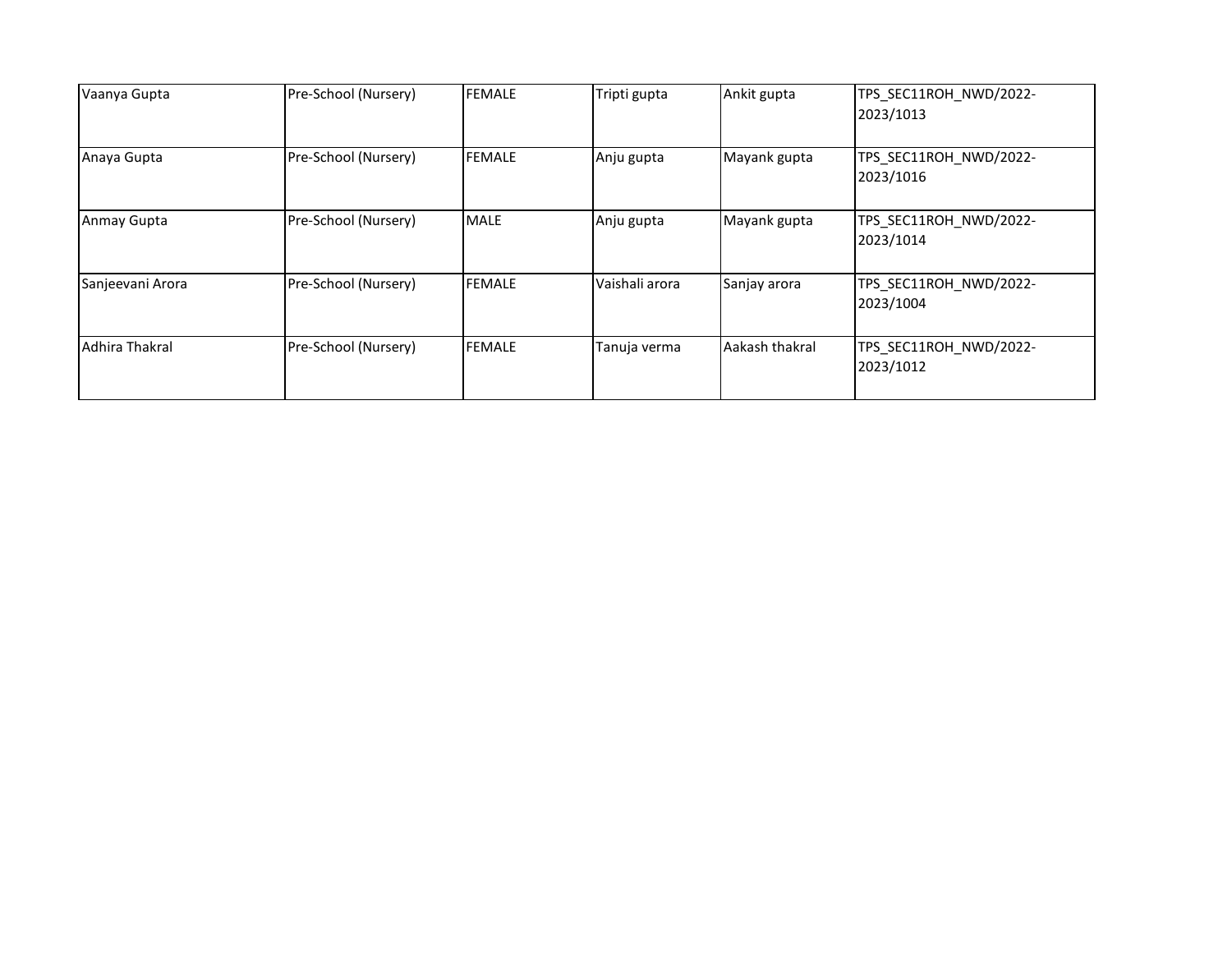| | | | | | |
|---|---|---|---|---|---|
| Vaanya Gupta | Pre-School (Nursery) | FEMALE | Tripti gupta | Ankit gupta | TPS_SEC11ROH_NWD/2022-2023/1013 |
| Anaya Gupta | Pre-School (Nursery) | FEMALE | Anju gupta | Mayank gupta | TPS_SEC11ROH_NWD/2022-2023/1016 |
| Anmay Gupta | Pre-School (Nursery) | MALE | Anju gupta | Mayank gupta | TPS_SEC11ROH_NWD/2022-2023/1014 |
| Sanjeevani Arora | Pre-School (Nursery) | FEMALE | Vaishali arora | Sanjay arora | TPS_SEC11ROH_NWD/2022-2023/1004 |
| Adhira Thakral | Pre-School (Nursery) | FEMALE | Tanuja verma | Aakash thakral | TPS_SEC11ROH_NWD/2022-2023/1012 |